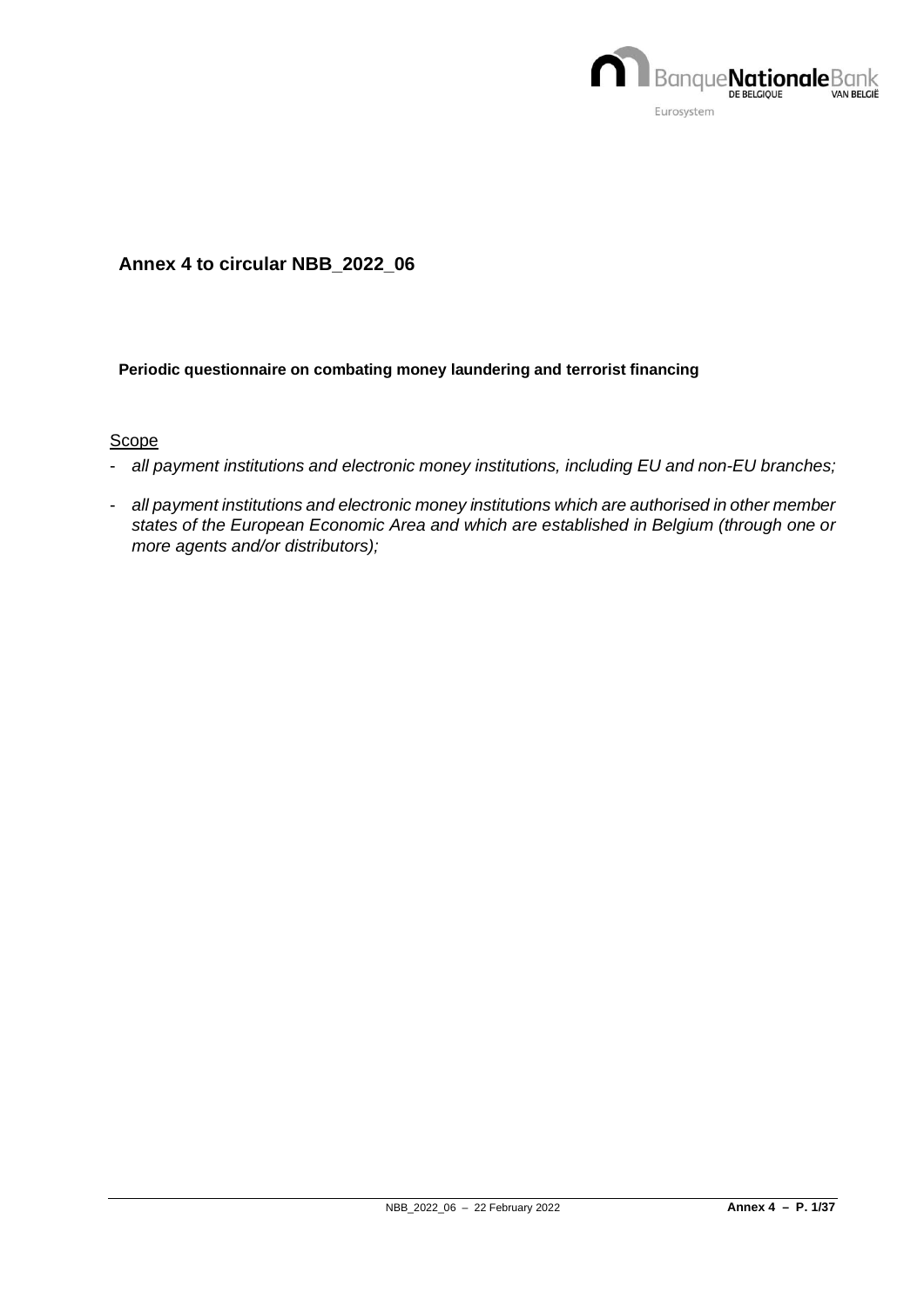## Annex 4 to circular NBB_2022_06

**Periodic questionnaire on combating money laundering and terrorist financing**

Scope

- *all payment institutions and electronic money institutions, including EU and non-EU branches;*
- *all payment institutions and electronic money institutions which are authorised in other member states of the European Economic Area and which are established in Belgium (through one or more agents and/or distributors);*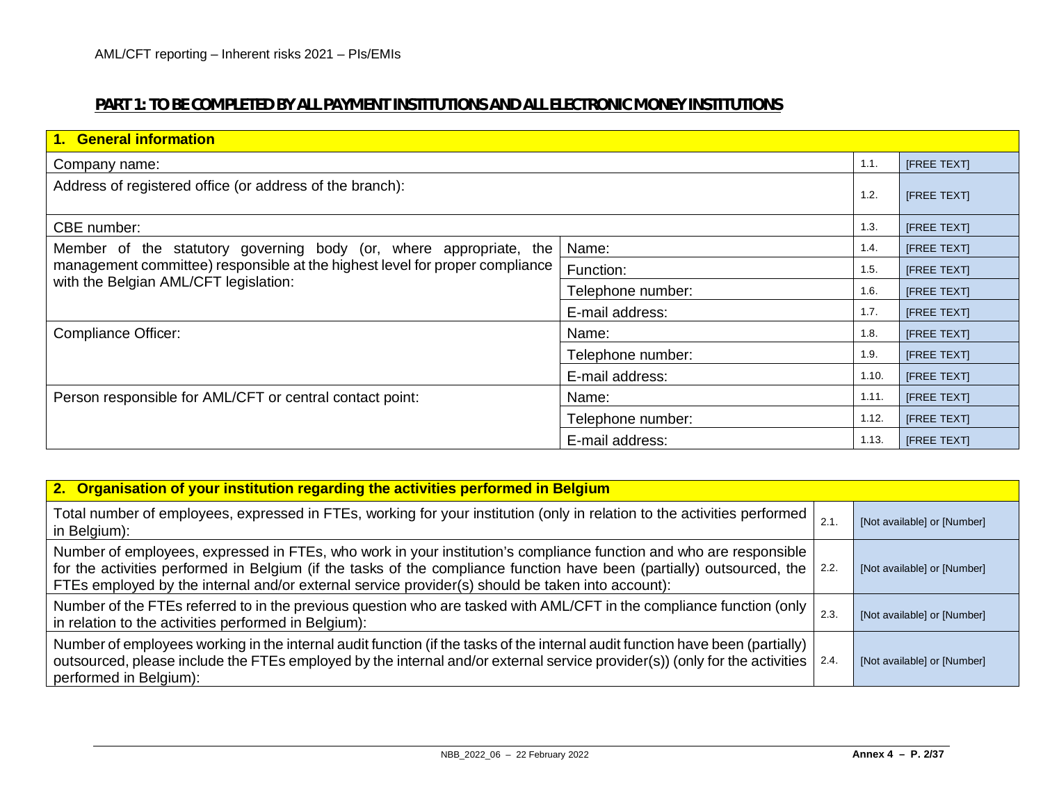## PART 1: TO BE COMPLETED BY ALL PAYMENT INSTITUTIONS AND ALL ELECTRONIC MONEY INSTITUTIONS

| **1. General information** | | | |
|---|---|---|---|
| Company name: | | 1.1. | [FREE TEXT] |
| Address of registered office (or address of the branch): | | 1.2. | [FREE TEXT] |
| CBE number: | | 1.3. | [FREE TEXT] |
| Member of the statutory governing body (or, where appropriate, the management committee) responsible at the highest level for proper compliance with the Belgian AML/CFT legislation: | Name: | 1.4. | [FREE TEXT] |
| | Function: | 1.5. | [FREE TEXT] |
| | Telephone number: | 1.6. | [FREE TEXT] |
| | E-mail address: | 1.7. | [FREE TEXT] |
| Compliance Officer: | Name: | 1.8. | [FREE TEXT] |
| | Telephone number: | 1.9. | [FREE TEXT] |
| | E-mail address: | 1.10. | [FREE TEXT] |
| Person responsible for AML/CFT or central contact point: | Name: | 1.11. | [FREE TEXT] |
| | Telephone number: | 1.12. | [FREE TEXT] |
| | E-mail address: | 1.13. | [FREE TEXT] |

| **2. Organisation of your institution regarding the activities performed in Belgium** | | |
|---|---|---|
| Total number of employees, expressed in FTEs, working for your institution (only in relation to the activities performed in Belgium): | 2.1. | [Not available] or [Number] |
| Number of employees, expressed in FTEs, who work in your institution's compliance function and who are responsible for the activities performed in Belgium (if the tasks of the compliance function have been (partially) outsourced, the FTEs employed by the internal and/or external service provider(s) should be taken into account): | 2.2. | [Not available] or [Number] |
| Number of the FTEs referred to in the previous question who are tasked with AML/CFT in the compliance function (only in relation to the activities performed in Belgium): | 2.3. | [Not available] or [Number] |
| Number of employees working in the internal audit function (if the tasks of the internal audit function have been (partially) outsourced, please include the FTEs employed by the internal and/or external service provider(s)) (only for the activities performed in Belgium): | 2.4. | [Not available] or [Number] |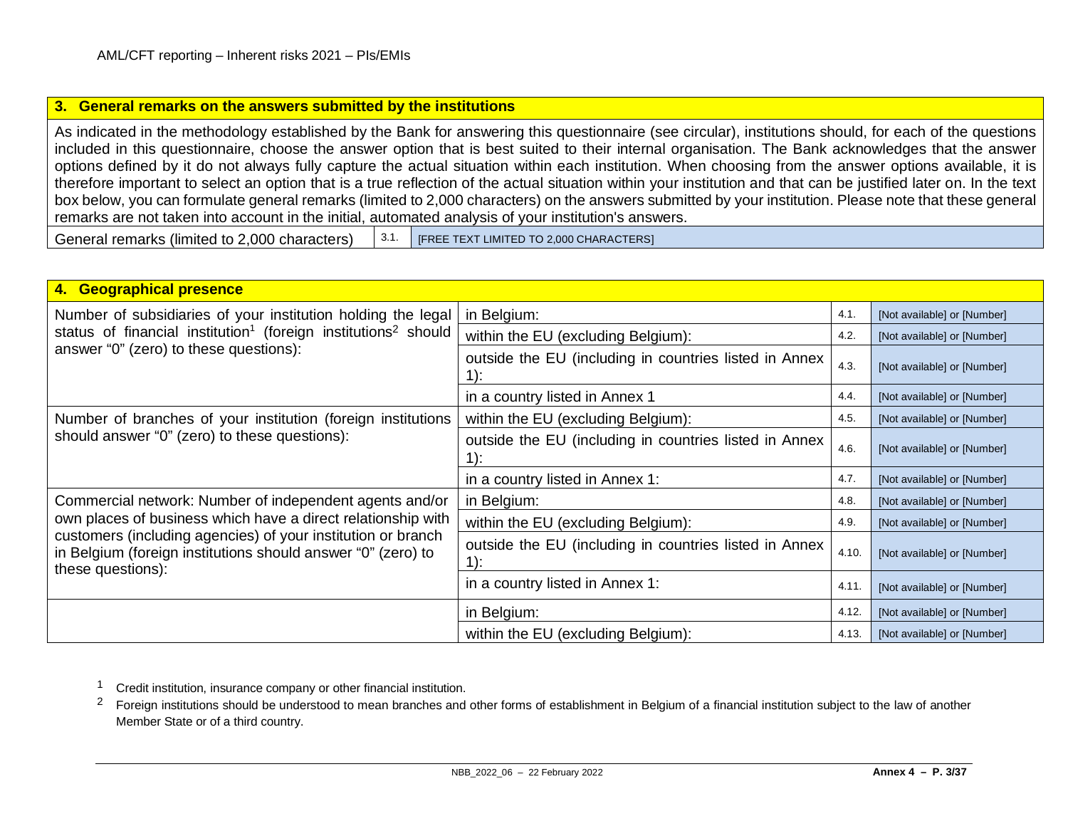## 3. General remarks on the answers submitted by the institutions

As indicated in the methodology established by the Bank for answering this questionnaire (see circular), institutions should, for each of the questions included in this questionnaire, choose the answer option that is best suited to their internal organisation. The Bank acknowledges that the answer options defined by it do not always fully capture the actual situation within each institution. When choosing from the answer options available, it is therefore important to select an option that is a true reflection of the actual situation within your institution and that can be justified later on. In the text box below, you can formulate general remarks (limited to 2,000 characters) on the answers submitted by your institution. Please note that these general remarks are not taken into account in the initial, automated analysis of your institution's answers.

| General remarks (limited to 2,000 characters) | 3.1. | [FREE TEXT LIMITED TO 2,000 CHARACTERS] |
|---|---|---|

## 4. Geographical presence

| | | | |
|---|---|---|---|
| Number of subsidiaries of your institution holding the legal status of financial institution[1] (foreign institutions[2] should answer "0" (zero) to these questions): | in Belgium: | 4.1. | [Not available] or [Number] |
| | within the EU (excluding Belgium): | 4.2. | [Not available] or [Number] |
| | outside the EU (including in countries listed in Annex 1): | 4.3. | [Not available] or [Number] |
| | in a country listed in Annex 1 | 4.4. | [Not available] or [Number] |
| Number of branches of your institution (foreign institutions should answer "0" (zero) to these questions): | within the EU (excluding Belgium): | 4.5. | [Not available] or [Number] |
| | outside the EU (including in countries listed in Annex 1): | 4.6. | [Not available] or [Number] |
| | in a country listed in Annex 1: | 4.7. | [Not available] or [Number] |
| Commercial network: Number of independent agents and/or own places of business which have a direct relationship with customers (including agencies) of your institution or branch in Belgium (foreign institutions should answer "0" (zero) to these questions): | in Belgium: | 4.8. | [Not available] or [Number] |
| | within the EU (excluding Belgium): | 4.9. | [Not available] or [Number] |
| | outside the EU (including in countries listed in Annex 1): | 4.10. | [Not available] or [Number] |
| | in a country listed in Annex 1: | 4.11. | [Not available] or [Number] |
| | in Belgium: | 4.12. | [Not available] or [Number] |
| | within the EU (excluding Belgium): | 4.13. | [Not available] or [Number] |

[1] Credit institution, insurance company or other financial institution.

[2] Foreign institutions should be understood to mean branches and other forms of establishment in Belgium of a financial institution subject to the law of another Member State or of a third country.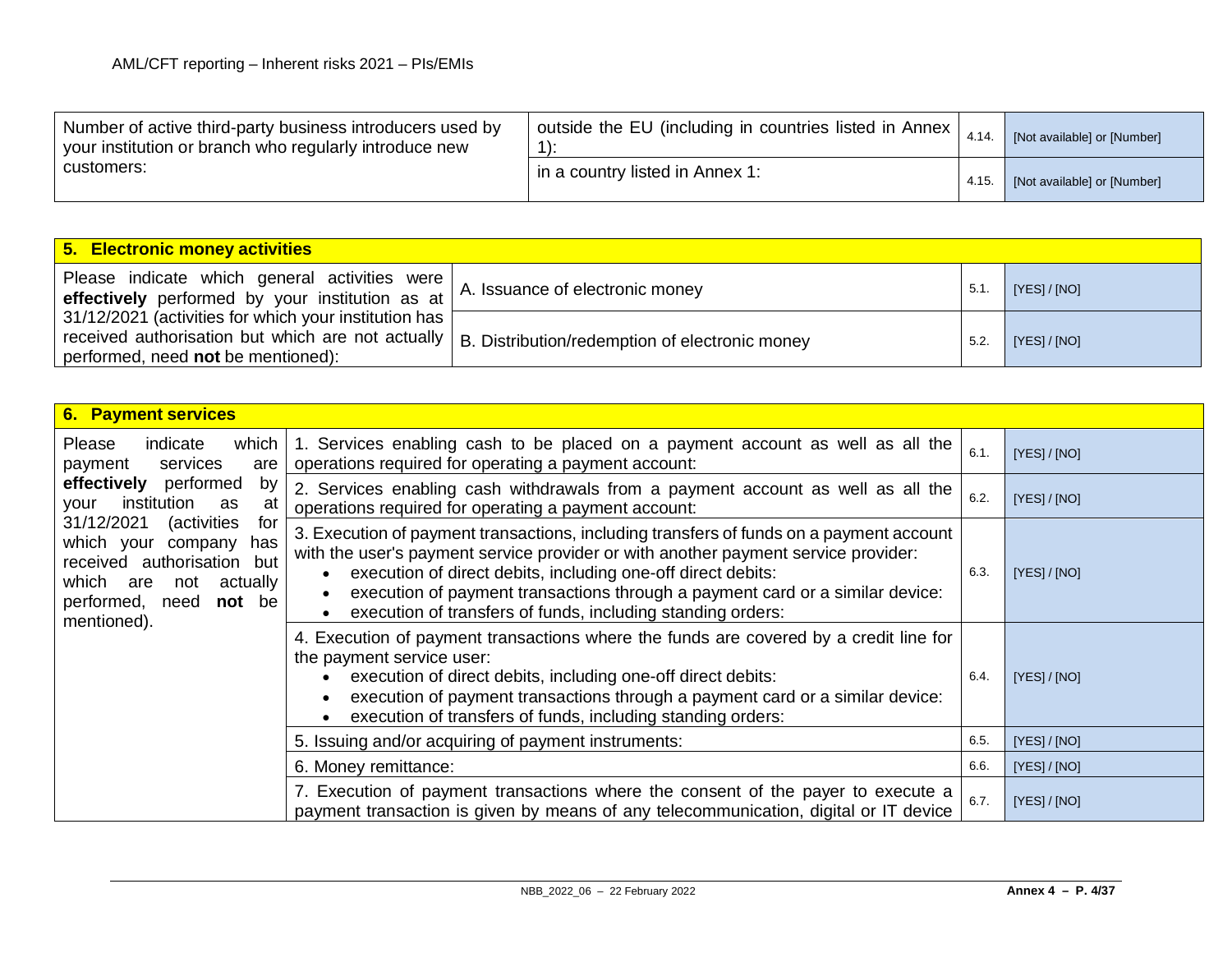| Number of active third-party business introducers used by your institution or branch who regularly introduce new customers: | outside the EU (including in countries listed in Annex 1): | 4.14. | [Not available] or [Number] |
|---|---|---|---|
| | in a country listed in Annex 1: | 4.15. | [Not available] or [Number] |

| **5. Electronic money activities** | | | |
|---|---|---|---|
| Please indicate which general activities were **effectively** performed by your institution as at 31/12/2021 (activities for which your institution has received authorisation but which are not actually performed, need **not** be mentioned): | A. Issuance of electronic money | 5.1. | [YES] / [NO] |
| | B. Distribution/redemption of electronic money | 5.2. | [YES] / [NO] |

| **6. Payment services** | | | |
|---|---|---|---|
| Please indicate which payment services are **effectively** performed by your institution as at 31/12/2021 (activities for which your company has received authorisation but which are not actually performed, need **not** be mentioned). | 1. Services enabling cash to be placed on a payment account as well as all the operations required for operating a payment account: | 6.1. | [YES] / [NO] |
| | 2. Services enabling cash withdrawals from a payment account as well as all the operations required for operating a payment account: | 6.2. | [YES] / [NO] |
| | 3. Execution of payment transactions, including transfers of funds on a payment account with the user's payment service provider or with another payment service provider:<br>• execution of direct debits, including one-off direct debits:<br>• execution of payment transactions through a payment card or a similar device:<br>• execution of transfers of funds, including standing orders: | 6.3. | [YES] / [NO] |
| | 4. Execution of payment transactions where the funds are covered by a credit line for the payment service user:<br>• execution of direct debits, including one-off direct debits:<br>• execution of payment transactions through a payment card or a similar device:<br>• execution of transfers of funds, including standing orders: | 6.4. | [YES] / [NO] |
| | 5. Issuing and/or acquiring of payment instruments: | 6.5. | [YES] / [NO] |
| | 6. Money remittance: | 6.6. | [YES] / [NO] |
| | 7. Execution of payment transactions where the consent of the payer to execute a payment transaction is given by means of any telecommunication, digital or IT device | 6.7. | [YES] / [NO] |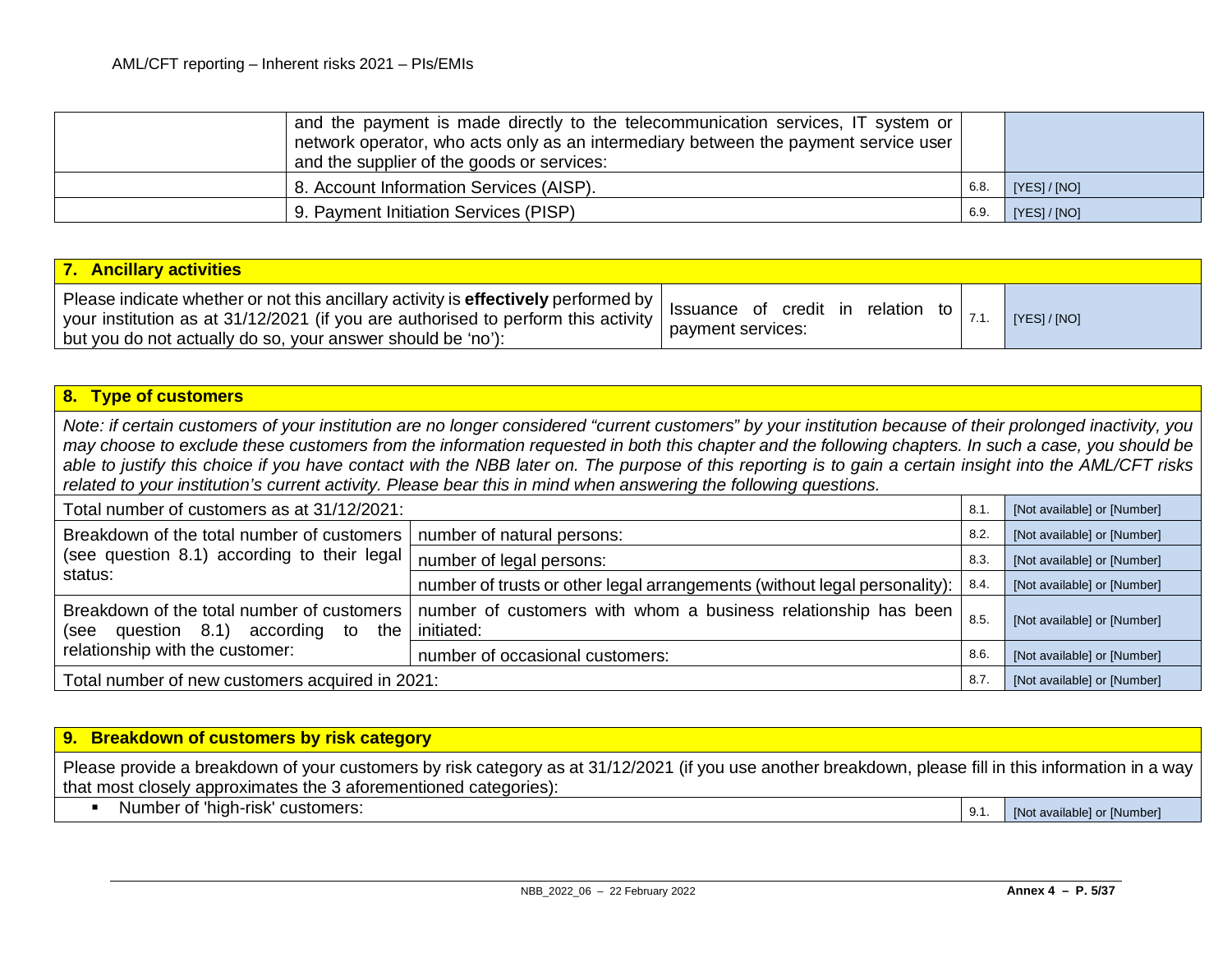| | | | |
|---|---|---|---|
| | and the payment is made directly to the telecommunication services, IT system or network operator, who acts only as an intermediary between the payment service user and the supplier of the goods or services: | | |
| | 8. Account Information Services (AISP). | 6.8. | [YES] / [NO] |
| | 9. Payment Initiation Services (PISP) | 6.9. | [YES] / [NO] |

## 7. Ancillary activities

| | | | |
|---|---|---|---|
| Please indicate whether or not this ancillary activity is **effectively** performed by your institution as at 31/12/2021 (if you are authorised to perform this activity but you do not actually do so, your answer should be 'no'): | Issuance of credit in relation to payment services: | 7.1. | [YES] / [NO] |

## 8. Type of customers

*Note: if certain customers of your institution are no longer considered "current customers" by your institution because of their prolonged inactivity, you may choose to exclude these customers from the information requested in both this chapter and the following chapters. In such a case, you should be able to justify this choice if you have contact with the NBB later on. The purpose of this reporting is to gain a certain insight into the AML/CFT risks related to your institution's current activity. Please bear this in mind when answering the following questions.*

| | | | |
|---|---|---|---|
| Total number of customers as at 31/12/2021: | | 8.1. | [Not available] or [Number] |
| Breakdown of the total number of customers (see question 8.1) according to their legal status: | number of natural persons: | 8.2. | [Not available] or [Number] |
| | number of legal persons: | 8.3. | [Not available] or [Number] |
| | number of trusts or other legal arrangements (without legal personality): | 8.4. | [Not available] or [Number] |
| Breakdown of the total number of customers (see question 8.1) according to the relationship with the customer: | number of customers with whom a business relationship has been initiated: | 8.5. | [Not available] or [Number] |
| | number of occasional customers: | 8.6. | [Not available] or [Number] |
| Total number of new customers acquired in 2021: | | 8.7. | [Not available] or [Number] |

## 9. Breakdown of customers by risk category

Please provide a breakdown of your customers by risk category as at 31/12/2021 (if you use another breakdown, please fill in this information in a way that most closely approximates the 3 aforementioned categories):

| | | |
|---|---|---|
| ▪ Number of 'high-risk' customers: | 9.1. | [Not available] or [Number] |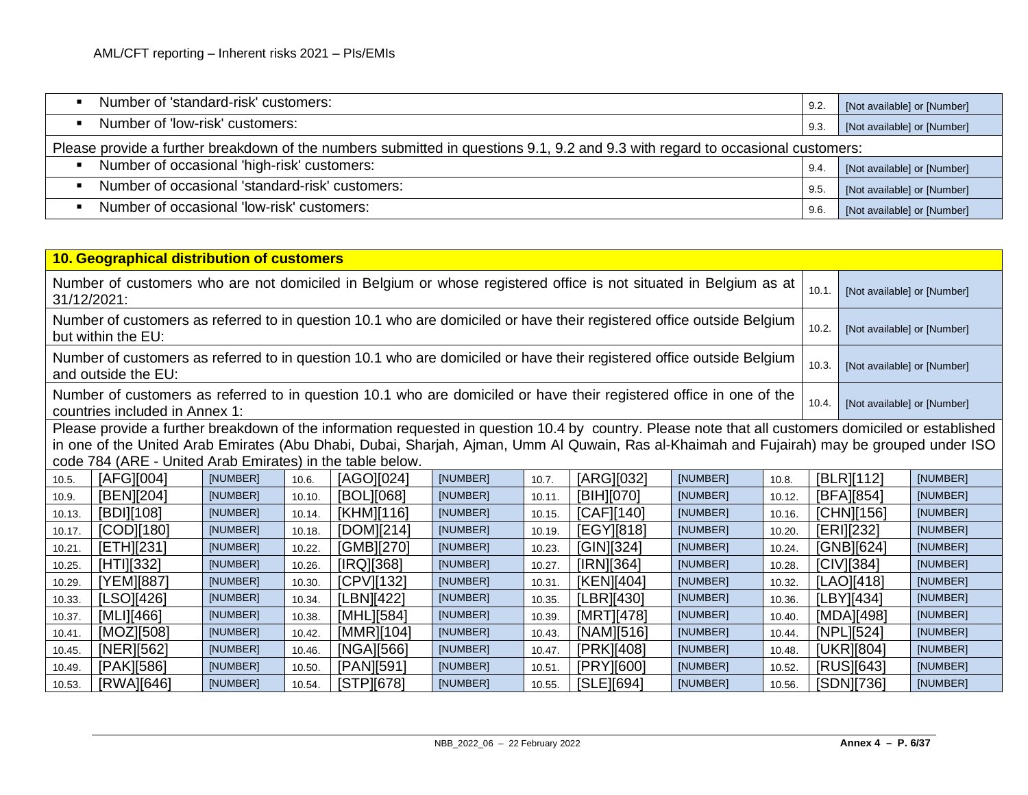| | | |
|---|---|---|
| ▪ Number of 'standard-risk' customers: | 9.2. | [Not available] or [Number] |
| ▪ Number of 'low-risk' customers: | 9.3. | [Not available] or [Number] |
| Please provide a further breakdown of the numbers submitted in questions 9.1, 9.2 and 9.3 with regard to occasional customers: | | |
| ▪ Number of occasional 'high-risk' customers: | 9.4. | [Not available] or [Number] |
| ▪ Number of occasional 'standard-risk' customers: | 9.5. | [Not available] or [Number] |
| ▪ Number of occasional 'low-risk' customers: | 9.6. | [Not available] or [Number] |

| **10. Geographical distribution of customers** | | |
|---|---|---|
| Number of customers who are not domiciled in Belgium or whose registered office is not situated in Belgium as at 31/12/2021: | 10.1. | [Not available] or [Number] |
| Number of customers as referred to in question 10.1 who are domiciled or have their registered office outside Belgium but within the EU: | 10.2. | [Not available] or [Number] |
| Number of customers as referred to in question 10.1 who are domiciled or have their registered office outside Belgium and outside the EU: | 10.3. | [Not available] or [Number] |
| Number of customers as referred to in question 10.1 who are domiciled or have their registered office in one of the countries included in Annex 1: | 10.4. | [Not available] or [Number] |

Please provide a further breakdown of the information requested in question 10.4 by country. Please note that all customers domiciled or established in one of the United Arab Emirates (Abu Dhabi, Dubai, Sharjah, Ajman, Umm Al Quwain, Ras al-Khaimah and Fujairah) may be grouped under ISO code 784 (ARE - United Arab Emirates) in the table below.

| | | | | | | | | | | | |
|---|---|---|---|---|---|---|---|---|---|---|---|
| 10.5. | [AFG][004] | [NUMBER] | 10.6. | [AGO][024] | [NUMBER] | 10.7. | [ARG][032] | [NUMBER] | 10.8. | [BLR][112] | [NUMBER] |
| 10.9. | [BEN][204] | [NUMBER] | 10.10. | [BOL][068] | [NUMBER] | 10.11. | [BIH][070] | [NUMBER] | 10.12. | [BFA][854] | [NUMBER] |
| 10.13. | [BDI][108] | [NUMBER] | 10.14. | [KHM][116] | [NUMBER] | 10.15. | [CAF][140] | [NUMBER] | 10.16. | [CHN][156] | [NUMBER] |
| 10.17. | [COD][180] | [NUMBER] | 10.18. | [DOM][214] | [NUMBER] | 10.19. | [EGY][818] | [NUMBER] | 10.20. | [ERI][232] | [NUMBER] |
| 10.21. | [ETH][231] | [NUMBER] | 10.22. | [GMB][270] | [NUMBER] | 10.23. | [GIN][324] | [NUMBER] | 10.24. | [GNB][624] | [NUMBER] |
| 10.25. | [HTI][332] | [NUMBER] | 10.26. | [IRQ][368] | [NUMBER] | 10.27. | [IRN][364] | [NUMBER] | 10.28. | [CIV][384] | [NUMBER] |
| 10.29. | [YEM][887] | [NUMBER] | 10.30. | [CPV][132] | [NUMBER] | 10.31. | [KEN][404] | [NUMBER] | 10.32. | [LAO][418] | [NUMBER] |
| 10.33. | [LSO][426] | [NUMBER] | 10.34. | [LBN][422] | [NUMBER] | 10.35. | [LBR][430] | [NUMBER] | 10.36. | [LBY][434] | [NUMBER] |
| 10.37. | [MLI][466] | [NUMBER] | 10.38. | [MHL][584] | [NUMBER] | 10.39. | [MRT][478] | [NUMBER] | 10.40. | [MDA][498] | [NUMBER] |
| 10.41. | [MOZ][508] | [NUMBER] | 10.42. | [MMR][104] | [NUMBER] | 10.43. | [NAM][516] | [NUMBER] | 10.44. | [NPL][524] | [NUMBER] |
| 10.45. | [NER][562] | [NUMBER] | 10.46. | [NGA][566] | [NUMBER] | 10.47. | [PRK][408] | [NUMBER] | 10.48. | [UKR][804] | [NUMBER] |
| 10.49. | [PAK][586] | [NUMBER] | 10.50. | [PAN][591] | [NUMBER] | 10.51. | [PRY][600] | [NUMBER] | 10.52. | [RUS][643] | [NUMBER] |
| 10.53. | [RWA][646] | [NUMBER] | 10.54. | [STP][678] | [NUMBER] | 10.55. | [SLE][694] | [NUMBER] | 10.56. | [SDN][736] | [NUMBER] |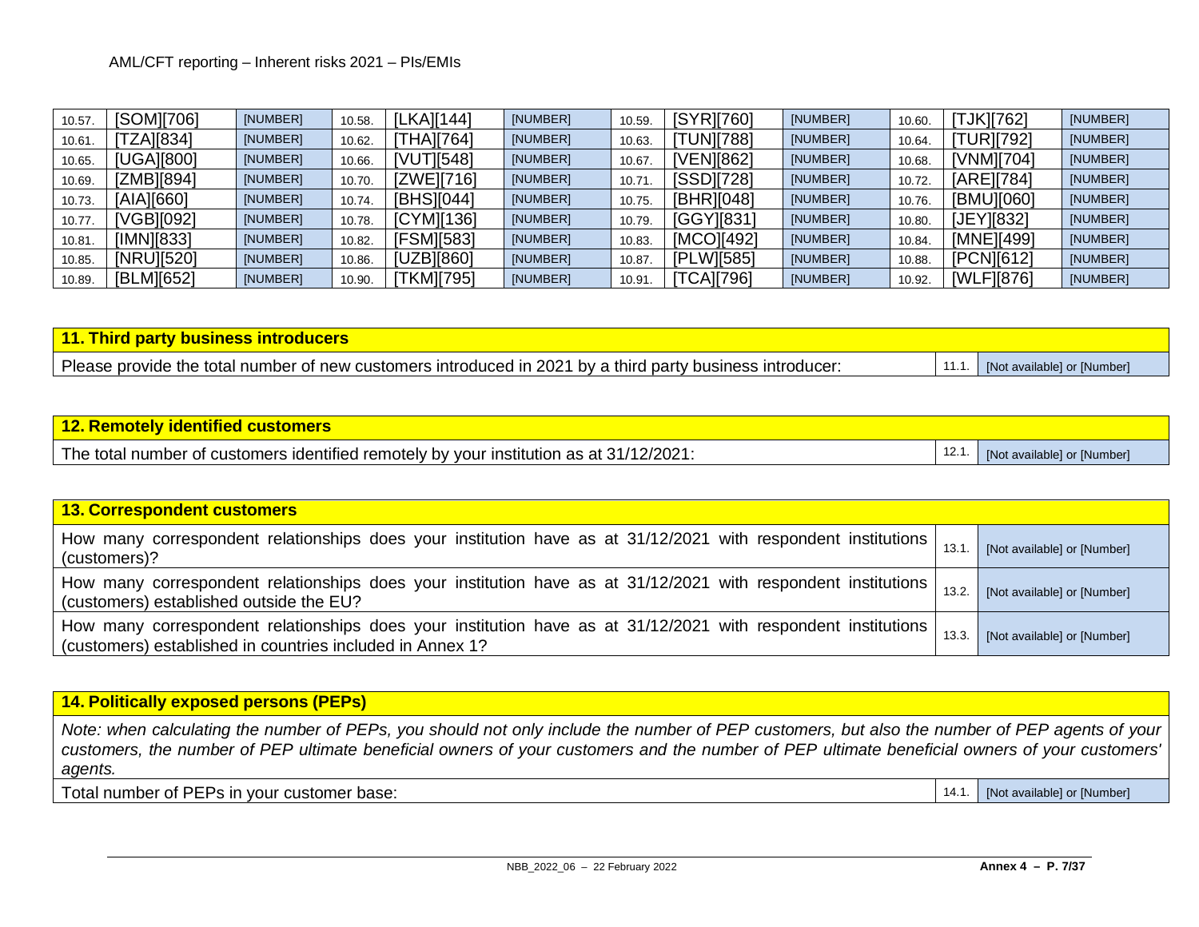| | | | | | | | | | | |
|---|---|---|---|---|---|---|---|---|---|---|
| 10.57. | [SOM][706] | [NUMBER] | 10.58. | [LKA][144] | [NUMBER] | 10.59. | [SYR][760] | [NUMBER] | 10.60. | [TJK][762] | [NUMBER] |
| 10.61. | [TZA][834] | [NUMBER] | 10.62. | [THA][764] | [NUMBER] | 10.63. | [TUN][788] | [NUMBER] | 10.64. | [TUR][792] | [NUMBER] |
| 10.65. | [UGA][800] | [NUMBER] | 10.66. | [VUT][548] | [NUMBER] | 10.67. | [VEN][862] | [NUMBER] | 10.68. | [VNM][704] | [NUMBER] |
| 10.69. | [ZMB][894] | [NUMBER] | 10.70. | [ZWE][716] | [NUMBER] | 10.71. | [SSD][728] | [NUMBER] | 10.72. | [ARE][784] | [NUMBER] |
| 10.73. | [AIA][660] | [NUMBER] | 10.74. | [BHS][044] | [NUMBER] | 10.75. | [BHR][048] | [NUMBER] | 10.76. | [BMU][060] | [NUMBER] |
| 10.77. | [VGB][092] | [NUMBER] | 10.78. | [CYM][136] | [NUMBER] | 10.79. | [GGY][831] | [NUMBER] | 10.80. | [JEY][832] | [NUMBER] |
| 10.81. | [IMN][833] | [NUMBER] | 10.82. | [FSM][583] | [NUMBER] | 10.83. | [MCO][492] | [NUMBER] | 10.84. | [MNE][499] | [NUMBER] |
| 10.85. | [NRU][520] | [NUMBER] | 10.86. | [UZB][860] | [NUMBER] | 10.87. | [PLW][585] | [NUMBER] | 10.88. | [PCN][612] | [NUMBER] |
| 10.89. | [BLM][652] | [NUMBER] | 10.90. | [TKM][795] | [NUMBER] | 10.91. | [TCA][796] | [NUMBER] | 10.92. | [WLF][876] | [NUMBER] |

| **11. Third party business introducers** | | |
|---|---|---|
| Please provide the total number of new customers introduced in 2021 by a third party business introducer: | 11.1. | [Not available] or [Number] |

| **12. Remotely identified customers** | | |
|---|---|---|
| The total number of customers identified remotely by your institution as at 31/12/2021: | 12.1. | [Not available] or [Number] |

| **13. Correspondent customers** | | |
|---|---|---|
| How many correspondent relationships does your institution have as at 31/12/2021 with respondent institutions (customers)? | 13.1. | [Not available] or [Number] |
| How many correspondent relationships does your institution have as at 31/12/2021 with respondent institutions (customers) established outside the EU? | 13.2. | [Not available] or [Number] |
| How many correspondent relationships does your institution have as at 31/12/2021 with respondent institutions (customers) established in countries included in Annex 1? | 13.3. | [Not available] or [Number] |

| **14. Politically exposed persons (PEPs)** | | |
|---|---|---|
| *Note: when calculating the number of PEPs, you should not only include the number of PEP customers, but also the number of PEP agents of your customers, the number of PEP ultimate beneficial owners of your customers and the number of PEP ultimate beneficial owners of your customers' agents.* | | |
| Total number of PEPs in your customer base: | 14.1. | [Not available] or [Number] |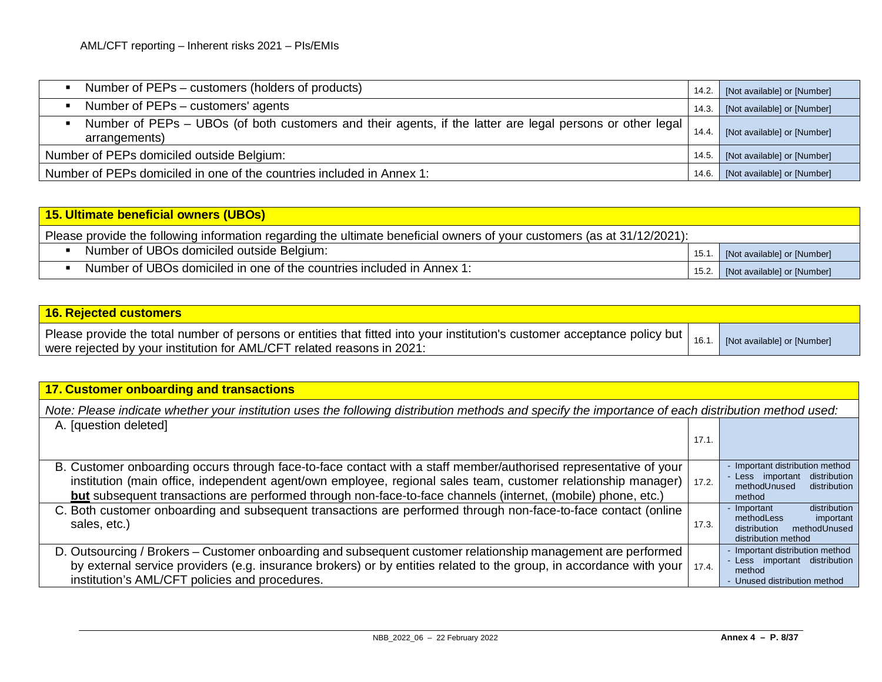| | | |
|---|---|---|
| ▪ Number of PEPs – customers (holders of products) | 14.2. | [Not available] or [Number] |
| ▪ Number of PEPs – customers' agents | 14.3. | [Not available] or [Number] |
| ▪ Number of PEPs – UBOs (of both customers and their agents, if the latter are legal persons or other legal arrangements) | 14.4. | [Not available] or [Number] |
| Number of PEPs domiciled outside Belgium: | 14.5. | [Not available] or [Number] |
| Number of PEPs domiciled in one of the countries included in Annex 1: | 14.6. | [Not available] or [Number] |

| **15. Ultimate beneficial owners (UBOs)** | | |
|---|---|---|
| Please provide the following information regarding the ultimate beneficial owners of your customers (as at 31/12/2021): | | |
| ▪ Number of UBOs domiciled outside Belgium: | 15.1. | [Not available] or [Number] |
| ▪ Number of UBOs domiciled in one of the countries included in Annex 1: | 15.2. | [Not available] or [Number] |

| **16. Rejected customers** | | |
|---|---|---|
| Please provide the total number of persons or entities that fitted into your institution's customer acceptance policy but were rejected by your institution for AML/CFT related reasons in 2021: | 16.1. | [Not available] or [Number] |

| **17. Customer onboarding and transactions** | | |
|---|---|---|
| *Note: Please indicate whether your institution uses the following distribution methods and specify the importance of each distribution method used:* | | |
| A. [question deleted] | 17.1. | |
| B. Customer onboarding occurs through face-to-face contact with a staff member/authorised representative of your institution (main office, independent agent/own employee, regional sales team, customer relationship manager) **but** subsequent transactions are performed through non-face-to-face channels (internet, (mobile) phone, etc.) | 17.2. | - Important distribution method<br>- Less important distribution methodUnused distribution method |
| C. Both customer onboarding and subsequent transactions are performed through non-face-to-face contact (online sales, etc.) | 17.3. | - Important distribution methodLess important distribution methodUnused distribution method |
| D. Outsourcing / Brokers – Customer onboarding and subsequent customer relationship management are performed by external service providers (e.g. insurance brokers) or by entities related to the group, in accordance with your institution's AML/CFT policies and procedures. | 17.4. | - Important distribution method<br>- Less important distribution method<br>- Unused distribution method |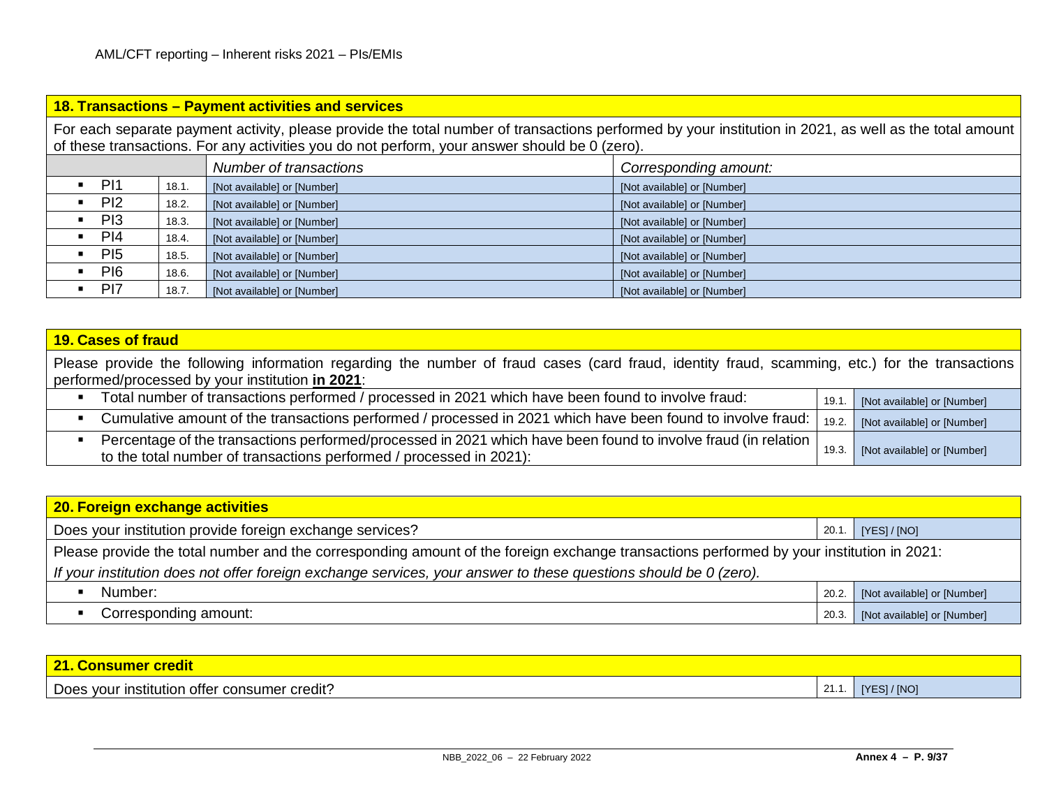## 18. Transactions – Payment activities and services

For each separate payment activity, please provide the total number of transactions performed by your institution in 2021, as well as the total amount of these transactions. For any activities you do not perform, your answer should be 0 (zero).

| | | *Number of transactions* | *Corresponding amount:* |
|---|---|---|---|
| ▪ PI1 | 18.1. | [Not available] or [Number] | [Not available] or [Number] |
| ▪ PI2 | 18.2. | [Not available] or [Number] | [Not available] or [Number] |
| ▪ PI3 | 18.3. | [Not available] or [Number] | [Not available] or [Number] |
| ▪ PI4 | 18.4. | [Not available] or [Number] | [Not available] or [Number] |
| ▪ PI5 | 18.5. | [Not available] or [Number] | [Not available] or [Number] |
| ▪ PI6 | 18.6. | [Not available] or [Number] | [Not available] or [Number] |
| ▪ PI7 | 18.7. | [Not available] or [Number] | [Not available] or [Number] |

## 19. Cases of fraud

Please provide the following information regarding the number of fraud cases (card fraud, identity fraud, scamming, etc.) for the transactions performed/processed by your institution **in 2021**:

| | | |
|---|---|---|
| ▪ Total number of transactions performed / processed in 2021 which have been found to involve fraud: | 19.1. | [Not available] or [Number] |
| ▪ Cumulative amount of the transactions performed / processed in 2021 which have been found to involve fraud: | 19.2. | [Not available] or [Number] |
| ▪ Percentage of the transactions performed/processed in 2021 which have been found to involve fraud (in relation to the total number of transactions performed / processed in 2021): | 19.3. | [Not available] or [Number] |

## 20. Foreign exchange activities

| | | |
|---|---|---|
| Does your institution provide foreign exchange services? | 20.1. | [YES] / [NO] |

Please provide the total number and the corresponding amount of the foreign exchange transactions performed by your institution in 2021:

*If your institution does not offer foreign exchange services, your answer to these questions should be 0 (zero).*

| | | |
|---|---|---|
| ▪ Number: | 20.2. | [Not available] or [Number] |
| ▪ Corresponding amount: | 20.3. | [Not available] or [Number] |

## 21. Consumer credit

| | | |
|---|---|---|
| Does your institution offer consumer credit? | 21.1. | [YES] / [NO] |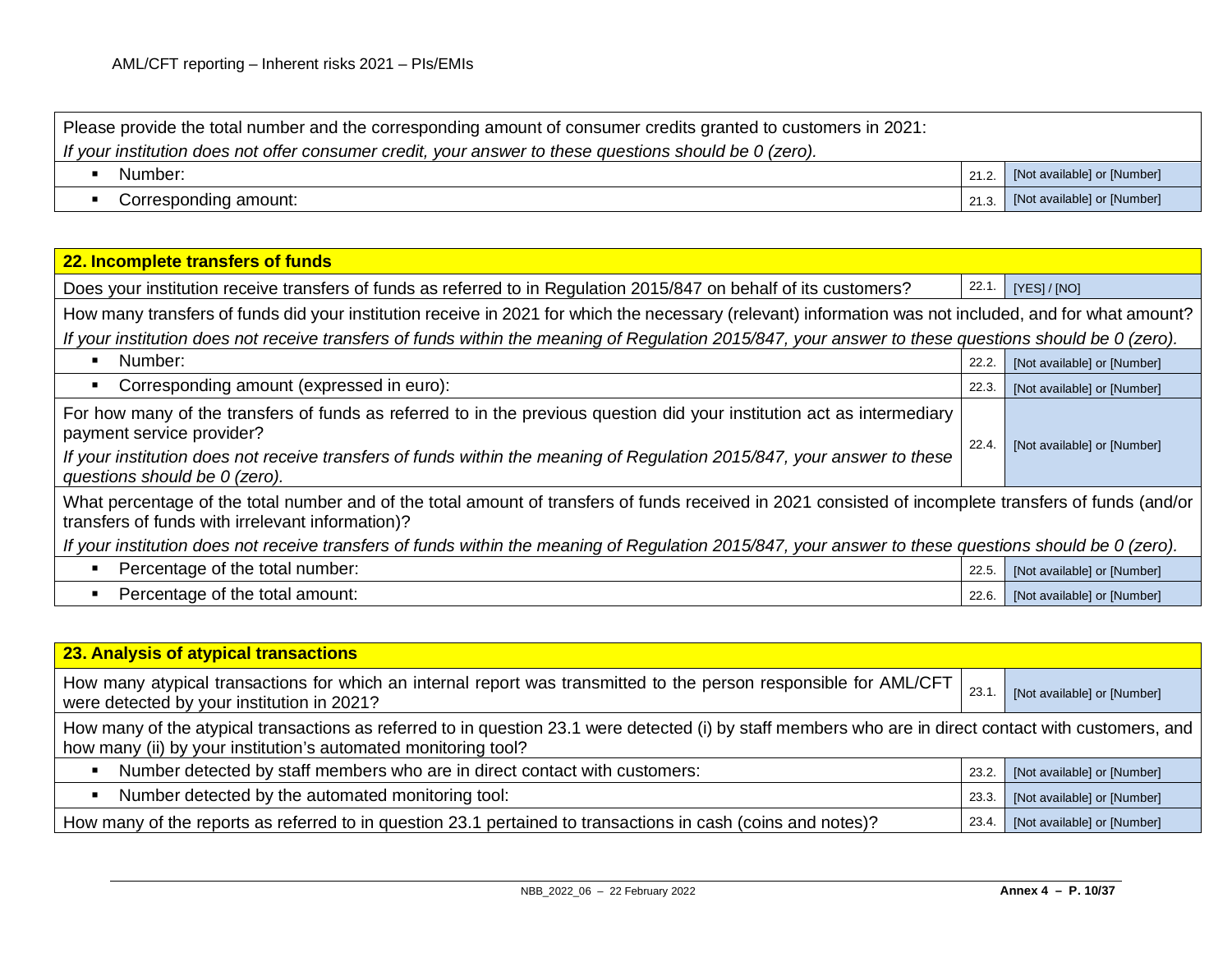| Please provide the total number and the corresponding amount of consumer credits granted to customers in 2021:<br>*If your institution does not offer consumer credit, your answer to these questions should be 0 (zero).* | | |
|---|---|---|
| ▪ Number: | 21.2. | [Not available] or [Number] |
| ▪ Corresponding amount: | 21.3. | [Not available] or [Number] |

| **22. Incomplete transfers of funds** | | |
|---|---|---|
| Does your institution receive transfers of funds as referred to in Regulation 2015/847 on behalf of its customers? | 22.1. | [YES] / [NO] |
| How many transfers of funds did your institution receive in 2021 for which the necessary (relevant) information was not included, and for what amount?<br>*If your institution does not receive transfers of funds within the meaning of Regulation 2015/847, your answer to these questions should be 0 (zero).* | | |
| ▪ Number: | 22.2. | [Not available] or [Number] |
| ▪ Corresponding amount (expressed in euro): | 22.3. | [Not available] or [Number] |
| For how many of the transfers of funds as referred to in the previous question did your institution act as intermediary payment service provider?<br>*If your institution does not receive transfers of funds within the meaning of Regulation 2015/847, your answer to these questions should be 0 (zero).* | 22.4. | [Not available] or [Number] |
| What percentage of the total number and of the total amount of transfers of funds received in 2021 consisted of incomplete transfers of funds (and/or transfers of funds with irrelevant information)?<br>*If your institution does not receive transfers of funds within the meaning of Regulation 2015/847, your answer to these questions should be 0 (zero).* | | |
| ▪ Percentage of the total number: | 22.5. | [Not available] or [Number] |
| ▪ Percentage of the total amount: | 22.6. | [Not available] or [Number] |

| **23. Analysis of atypical transactions** | | |
|---|---|---|
| How many atypical transactions for which an internal report was transmitted to the person responsible for AML/CFT were detected by your institution in 2021? | 23.1. | [Not available] or [Number] |
| How many of the atypical transactions as referred to in question 23.1 were detected (i) by staff members who are in direct contact with customers, and how many (ii) by your institution's automated monitoring tool? | | |
| ▪ Number detected by staff members who are in direct contact with customers: | 23.2. | [Not available] or [Number] |
| ▪ Number detected by the automated monitoring tool: | 23.3. | [Not available] or [Number] |
| How many of the reports as referred to in question 23.1 pertained to transactions in cash (coins and notes)? | 23.4. | [Not available] or [Number] |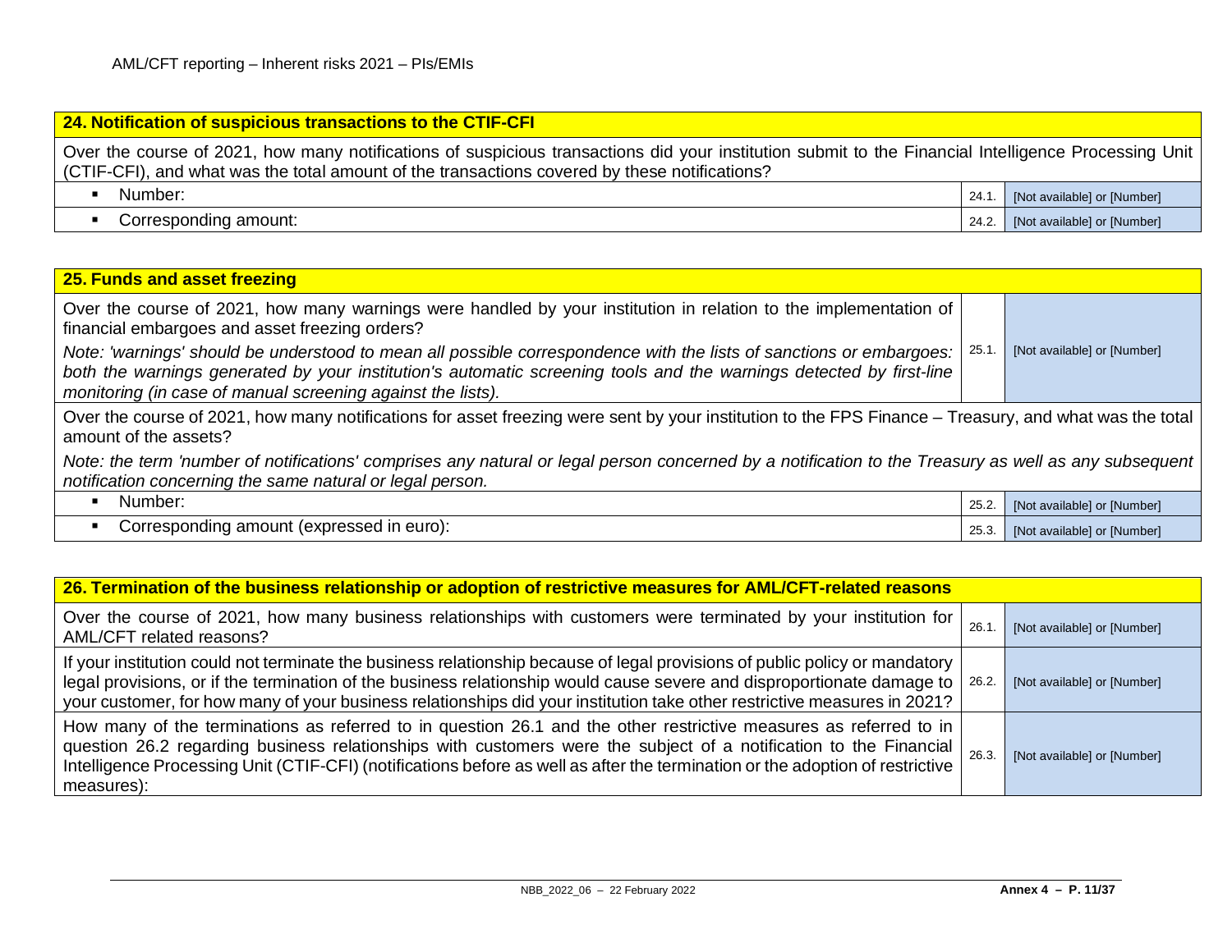## 24. Notification of suspicious transactions to the CTIF-CFI

Over the course of 2021, how many notifications of suspicious transactions did your institution submit to the Financial Intelligence Processing Unit (CTIF-CFI), and what was the total amount of the transactions covered by these notifications?

| | | |
|---|---|---|
| ▪ Number: | 24.1. | [Not available] or [Number] |
| ▪ Corresponding amount: | 24.2. | [Not available] or [Number] |

## 25. Funds and asset freezing

| | | |
|---|---|---|
| Over the course of 2021, how many warnings were handled by your institution in relation to the implementation of financial embargoes and asset freezing orders?<br>*Note: 'warnings' should be understood to mean all possible correspondence with the lists of sanctions or embargoes: both the warnings generated by your institution's automatic screening tools and the warnings detected by first-line monitoring (in case of manual screening against the lists).* | 25.1. | [Not available] or [Number] |

Over the course of 2021, how many notifications for asset freezing were sent by your institution to the FPS Finance – Treasury, and what was the total amount of the assets?

*Note: the term 'number of notifications' comprises any natural or legal person concerned by a notification to the Treasury as well as any subsequent notification concerning the same natural or legal person.*

| | | |
|---|---|---|
| ▪ Number: | 25.2. | [Not available] or [Number] |
| ▪ Corresponding amount (expressed in euro): | 25.3. | [Not available] or [Number] |

## 26. Termination of the business relationship or adoption of restrictive measures for AML/CFT-related reasons

| | | |
|---|---|---|
| Over the course of 2021, how many business relationships with customers were terminated by your institution for AML/CFT related reasons? | 26.1. | [Not available] or [Number] |
| If your institution could not terminate the business relationship because of legal provisions of public policy or mandatory legal provisions, or if the termination of the business relationship would cause severe and disproportionate damage to your customer, for how many of your business relationships did your institution take other restrictive measures in 2021? | 26.2. | [Not available] or [Number] |
| How many of the terminations as referred to in question 26.1 and the other restrictive measures as referred to in question 26.2 regarding business relationships with customers were the subject of a notification to the Financial Intelligence Processing Unit (CTIF-CFI) (notifications before as well as after the termination or the adoption of restrictive measures): | 26.3. | [Not available] or [Number] |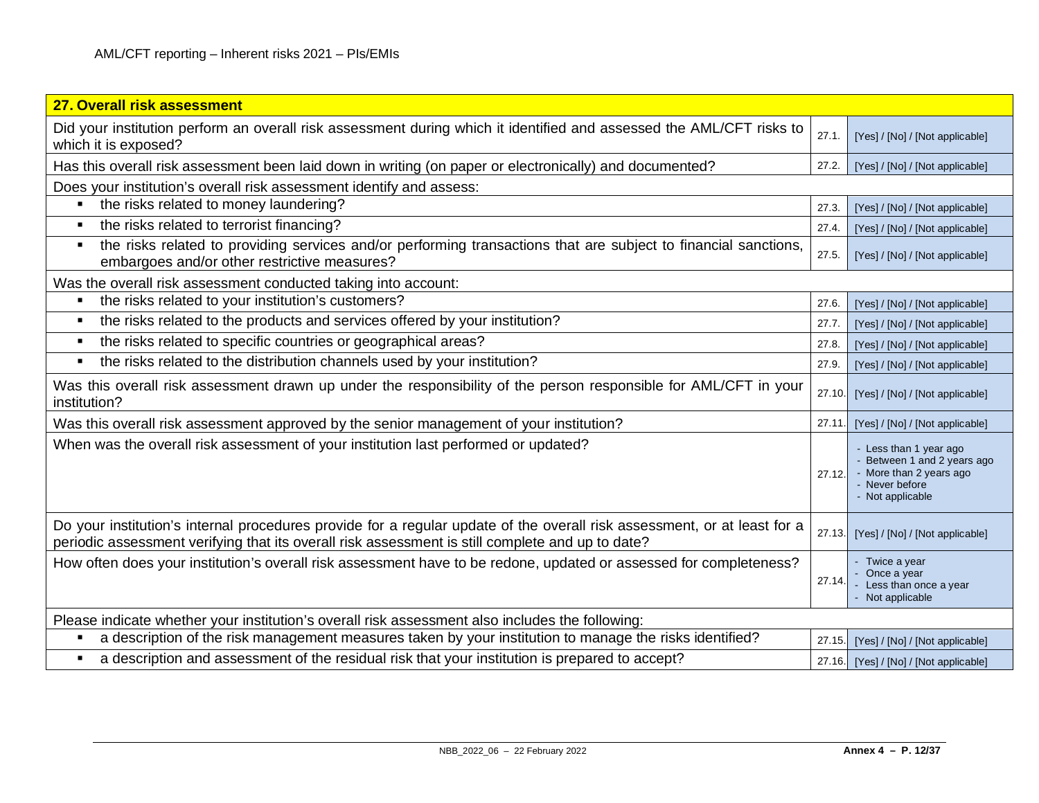| 27. Overall risk assessment | | |
|---|---|---|
| Did your institution perform an overall risk assessment during which it identified and assessed the AML/CFT risks to which it is exposed? | 27.1. | [Yes] / [No] / [Not applicable] |
| Has this overall risk assessment been laid down in writing (on paper or electronically) and documented? | 27.2. | [Yes] / [No] / [Not applicable] |
| Does your institution's overall risk assessment identify and assess: | | |
| ▪ the risks related to money laundering? | 27.3. | [Yes] / [No] / [Not applicable] |
| ▪ the risks related to terrorist financing? | 27.4. | [Yes] / [No] / [Not applicable] |
| ▪ the risks related to providing services and/or performing transactions that are subject to financial sanctions, embargoes and/or other restrictive measures? | 27.5. | [Yes] / [No] / [Not applicable] |
| Was the overall risk assessment conducted taking into account: | | |
| ▪ the risks related to your institution's customers? | 27.6. | [Yes] / [No] / [Not applicable] |
| ▪ the risks related to the products and services offered by your institution? | 27.7. | [Yes] / [No] / [Not applicable] |
| ▪ the risks related to specific countries or geographical areas? | 27.8. | [Yes] / [No] / [Not applicable] |
| ▪ the risks related to the distribution channels used by your institution? | 27.9. | [Yes] / [No] / [Not applicable] |
| Was this overall risk assessment drawn up under the responsibility of the person responsible for AML/CFT in your institution? | 27.10. | [Yes] / [No] / [Not applicable] |
| Was this overall risk assessment approved by the senior management of your institution? | 27.11. | [Yes] / [No] / [Not applicable] |
| When was the overall risk assessment of your institution last performed or updated? | 27.12. | - Less than 1 year ago<br>- Between 1 and 2 years ago<br>- More than 2 years ago<br>- Never before<br>- Not applicable |
| Do your institution's internal procedures provide for a regular update of the overall risk assessment, or at least for a periodic assessment verifying that its overall risk assessment is still complete and up to date? | 27.13. | [Yes] / [No] / [Not applicable] |
| How often does your institution's overall risk assessment have to be redone, updated or assessed for completeness? | 27.14. | - Twice a year<br>- Once a year<br>- Less than once a year<br>- Not applicable |
| Please indicate whether your institution's overall risk assessment also includes the following: | | |
| ▪ a description of the risk management measures taken by your institution to manage the risks identified? | 27.15. | [Yes] / [No] / [Not applicable] |
| ▪ a description and assessment of the residual risk that your institution is prepared to accept? | 27.16. | [Yes] / [No] / [Not applicable] |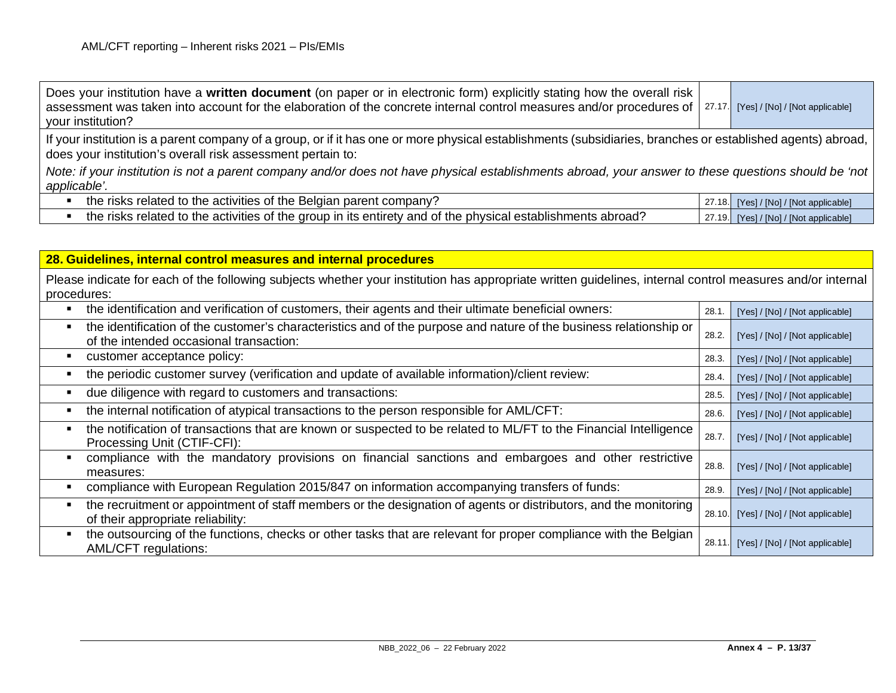| | | |
|---|---|---|
| Does your institution have a **written document** (on paper or in electronic form) explicitly stating how the overall risk assessment was taken into account for the elaboration of the concrete internal control measures and/or procedures of your institution? | 27.17. | [Yes] / [No] / [Not applicable] |
| If your institution is a parent company of a group, or if it has one or more physical establishments (subsidiaries, branches or established agents) abroad, does your institution's overall risk assessment pertain to: *Note: if your institution is not a parent company and/or does not have physical establishments abroad, your answer to these questions should be 'not applicable'.* | | |
| ▪ the risks related to the activities of the Belgian parent company? | 27.18. | [Yes] / [No] / [Not applicable] |
| ▪ the risks related to the activities of the group in its entirety and of the physical establishments abroad? | 27.19. | [Yes] / [No] / [Not applicable] |

| **28. Guidelines, internal control measures and internal procedures** | | |
|---|---|---|
| Please indicate for each of the following subjects whether your institution has appropriate written guidelines, internal control measures and/or internal procedures: | | |
| ▪ the identification and verification of customers, their agents and their ultimate beneficial owners: | 28.1. | [Yes] / [No] / [Not applicable] |
| ▪ the identification of the customer's characteristics and of the purpose and nature of the business relationship or of the intended occasional transaction: | 28.2. | [Yes] / [No] / [Not applicable] |
| ▪ customer acceptance policy: | 28.3. | [Yes] / [No] / [Not applicable] |
| ▪ the periodic customer survey (verification and update of available information)/client review: | 28.4. | [Yes] / [No] / [Not applicable] |
| ▪ due diligence with regard to customers and transactions: | 28.5. | [Yes] / [No] / [Not applicable] |
| ▪ the internal notification of atypical transactions to the person responsible for AML/CFT: | 28.6. | [Yes] / [No] / [Not applicable] |
| ▪ the notification of transactions that are known or suspected to be related to ML/FT to the Financial Intelligence Processing Unit (CTIF-CFI): | 28.7. | [Yes] / [No] / [Not applicable] |
| ▪ compliance with the mandatory provisions on financial sanctions and embargoes and other restrictive measures: | 28.8. | [Yes] / [No] / [Not applicable] |
| ▪ compliance with European Regulation 2015/847 on information accompanying transfers of funds: | 28.9. | [Yes] / [No] / [Not applicable] |
| ▪ the recruitment or appointment of staff members or the designation of agents or distributors, and the monitoring of their appropriate reliability: | 28.10. | [Yes] / [No] / [Not applicable] |
| ▪ the outsourcing of the functions, checks or other tasks that are relevant for proper compliance with the Belgian AML/CFT regulations: | 28.11. | [Yes] / [No] / [Not applicable] |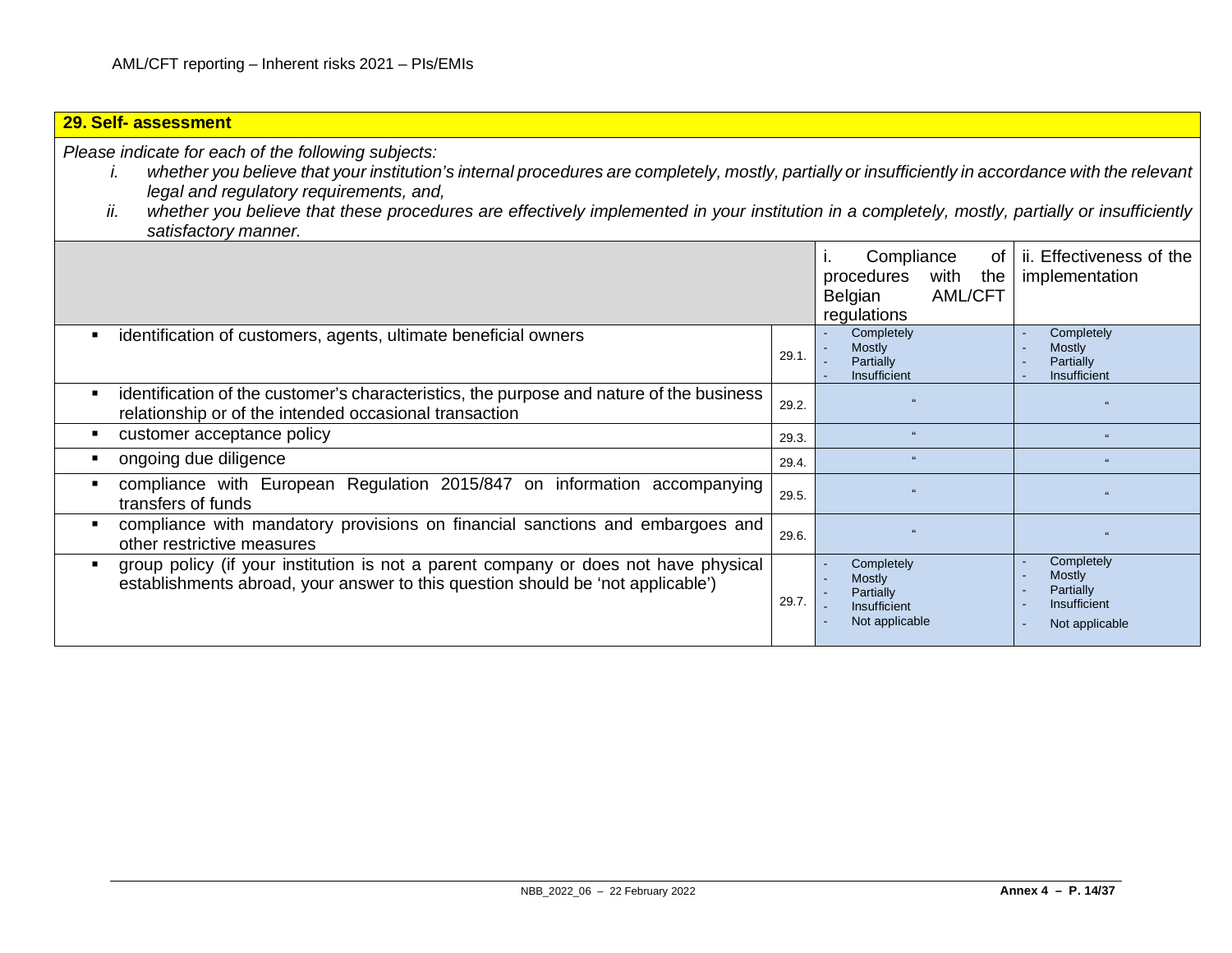## 29. Self- assessment

*Please indicate for each of the following subjects:*

*i. whether you believe that your institution's internal procedures are completely, mostly, partially or insufficiently in accordance with the relevant legal and regulatory requirements, and,*

*ii. whether you believe that these procedures are effectively implemented in your institution in a completely, mostly, partially or insufficiently satisfactory manner.*

| | | i. Compliance of procedures with the Belgian AML/CFT regulations | ii. Effectiveness of the implementation |
|---|---|---|---|
| ▪ identification of customers, agents, ultimate beneficial owners | 29.1. | - Completely<br>- Mostly<br>- Partially<br>- Insufficient | - Completely<br>- Mostly<br>- Partially<br>- Insufficient |
| ▪ identification of the customer's characteristics, the purpose and nature of the business relationship or of the intended occasional transaction | 29.2. | " | " |
| ▪ customer acceptance policy | 29.3. | " | " |
| ▪ ongoing due diligence | 29.4. | " | " |
| ▪ compliance with European Regulation 2015/847 on information accompanying transfers of funds | 29.5. | " | " |
| ▪ compliance with mandatory provisions on financial sanctions and embargoes and other restrictive measures | 29.6. | " | " |
| ▪ group policy (if your institution is not a parent company or does not have physical establishments abroad, your answer to this question should be 'not applicable') | 29.7. | - Completely<br>- Mostly<br>- Partially<br>- Insufficient<br>- Not applicable | - Completely<br>- Mostly<br>- Partially<br>- Insufficient<br>- Not applicable |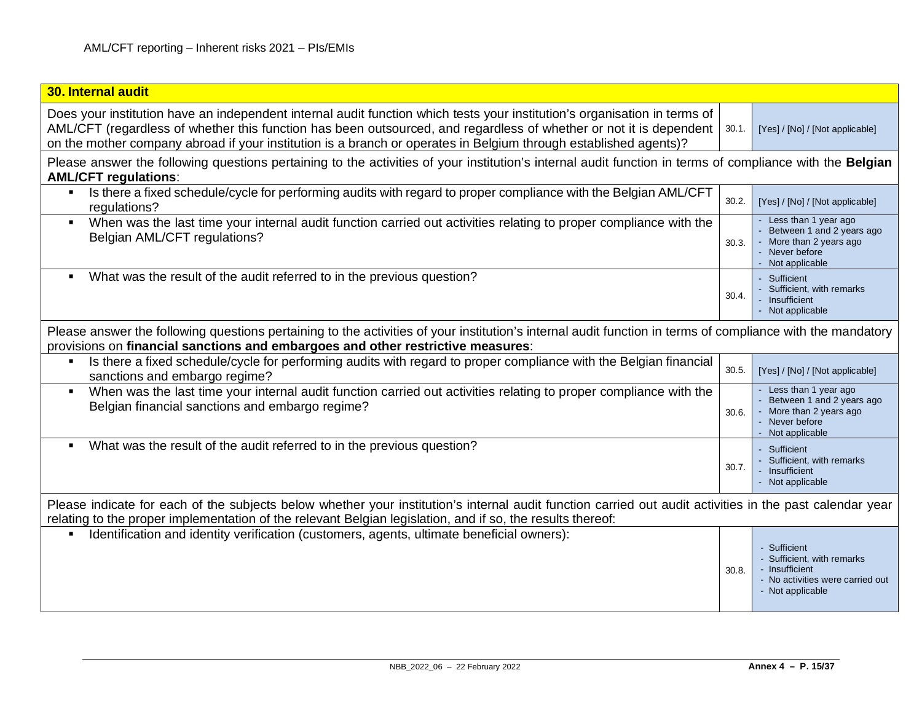| 30. Internal audit | | |
|---|---|---|
| Does your institution have an independent internal audit function which tests your institution's organisation in terms of AML/CFT (regardless of whether this function has been outsourced, and regardless of whether or not it is dependent on the mother company abroad if your institution is a branch or operates in Belgium through established agents)? | 30.1. | [Yes] / [No] / [Not applicable] |
| Please answer the following questions pertaining to the activities of your institution's internal audit function in terms of compliance with the **Belgian AML/CFT regulations**: | | |
| ▪ Is there a fixed schedule/cycle for performing audits with regard to proper compliance with the Belgian AML/CFT regulations? | 30.2. | [Yes] / [No] / [Not applicable] |
| ▪ When was the last time your internal audit function carried out activities relating to proper compliance with the Belgian AML/CFT regulations? | 30.3. | - Less than 1 year ago<br>- Between 1 and 2 years ago<br>- More than 2 years ago<br>- Never before<br>- Not applicable |
| ▪ What was the result of the audit referred to in the previous question? | 30.4. | - Sufficient<br>- Sufficient, with remarks<br>- Insufficient<br>- Not applicable |
| Please answer the following questions pertaining to the activities of your institution's internal audit function in terms of compliance with the mandatory provisions on **financial sanctions and embargoes and other restrictive measures**: | | |
| ▪ Is there a fixed schedule/cycle for performing audits with regard to proper compliance with the Belgian financial sanctions and embargo regime? | 30.5. | [Yes] / [No] / [Not applicable] |
| ▪ When was the last time your internal audit function carried out activities relating to proper compliance with the Belgian financial sanctions and embargo regime? | 30.6. | - Less than 1 year ago<br>- Between 1 and 2 years ago<br>- More than 2 years ago<br>- Never before<br>- Not applicable |
| ▪ What was the result of the audit referred to in the previous question? | 30.7. | - Sufficient<br>- Sufficient, with remarks<br>- Insufficient<br>- Not applicable |
| Please indicate for each of the subjects below whether your institution's internal audit function carried out audit activities in the past calendar year relating to the proper implementation of the relevant Belgian legislation, and if so, the results thereof: | | |
| ▪ Identification and identity verification (customers, agents, ultimate beneficial owners): | 30.8. | - Sufficient<br>- Sufficient, with remarks<br>- Insufficient<br>- No activities were carried out<br>- Not applicable |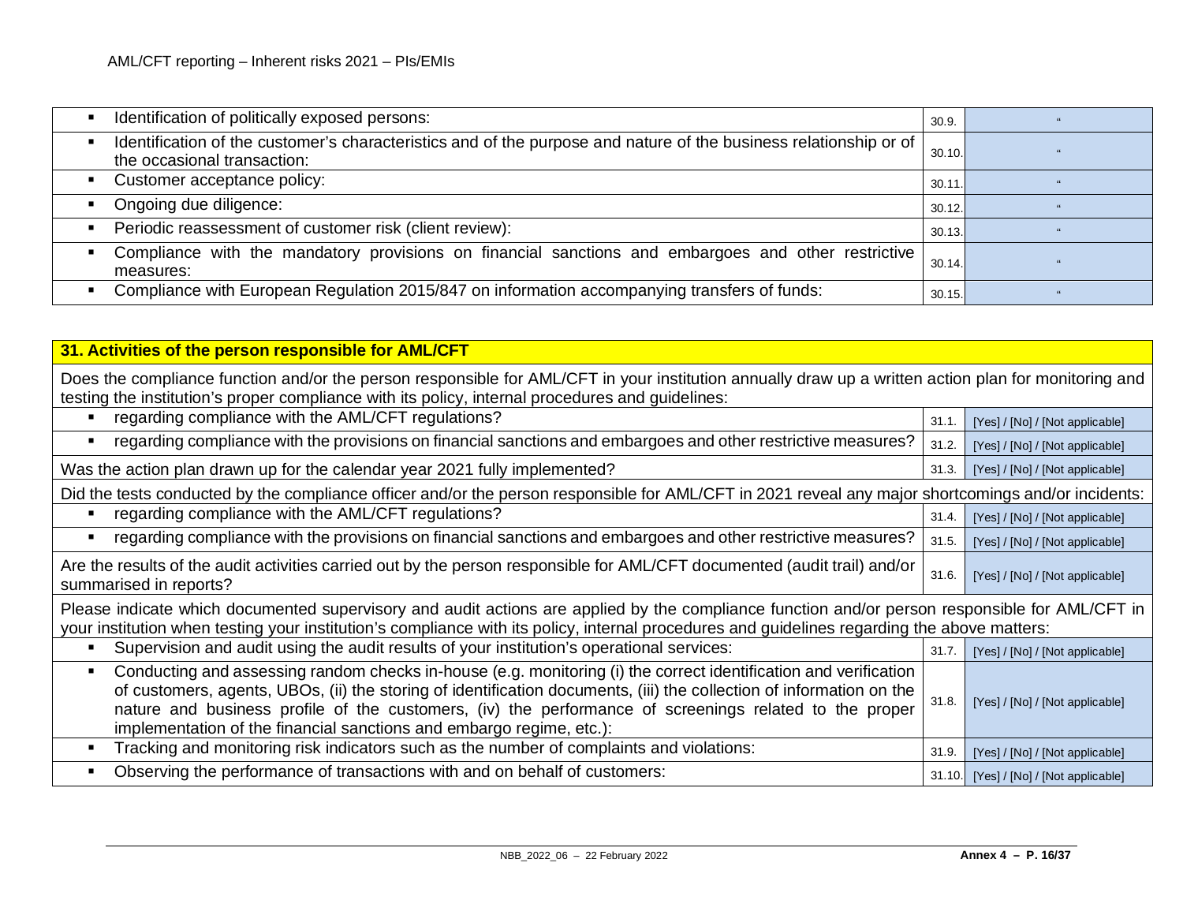| | | |
|---|---|---|
| ▪ Identification of politically exposed persons: | 30.9. | " |
| ▪ Identification of the customer's characteristics and of the purpose and nature of the business relationship or of the occasional transaction: | 30.10. | " |
| ▪ Customer acceptance policy: | 30.11. | " |
| ▪ Ongoing due diligence: | 30.12. | " |
| ▪ Periodic reassessment of customer risk (client review): | 30.13. | " |
| ▪ Compliance with the mandatory provisions on financial sanctions and embargoes and other restrictive measures: | 30.14. | " |
| ▪ Compliance with European Regulation 2015/847 on information accompanying transfers of funds: | 30.15. | " |

| **31. Activities of the person responsible for AML/CFT** | | |
|---|---|---|
| Does the compliance function and/or the person responsible for AML/CFT in your institution annually draw up a written action plan for monitoring and testing the institution's proper compliance with its policy, internal procedures and guidelines: | | |
| ▪ regarding compliance with the AML/CFT regulations? | 31.1. | [Yes] / [No] / [Not applicable] |
| ▪ regarding compliance with the provisions on financial sanctions and embargoes and other restrictive measures? | 31.2. | [Yes] / [No] / [Not applicable] |
| Was the action plan drawn up for the calendar year 2021 fully implemented? | 31.3. | [Yes] / [No] / [Not applicable] |
| Did the tests conducted by the compliance officer and/or the person responsible for AML/CFT in 2021 reveal any major shortcomings and/or incidents: | | |
| ▪ regarding compliance with the AML/CFT regulations? | 31.4. | [Yes] / [No] / [Not applicable] |
| ▪ regarding compliance with the provisions on financial sanctions and embargoes and other restrictive measures? | 31.5. | [Yes] / [No] / [Not applicable] |
| Are the results of the audit activities carried out by the person responsible for AML/CFT documented (audit trail) and/or summarised in reports? | 31.6. | [Yes] / [No] / [Not applicable] |
| Please indicate which documented supervisory and audit actions are applied by the compliance function and/or person responsible for AML/CFT in your institution when testing your institution's compliance with its policy, internal procedures and guidelines regarding the above matters: | | |
| ▪ Supervision and audit using the audit results of your institution's operational services: | 31.7. | [Yes] / [No] / [Not applicable] |
| ▪ Conducting and assessing random checks in-house (e.g. monitoring (i) the correct identification and verification of customers, agents, UBOs, (ii) the storing of identification documents, (iii) the collection of information on the nature and business profile of the customers, (iv) the performance of screenings related to the proper implementation of the financial sanctions and embargo regime, etc.): | 31.8. | [Yes] / [No] / [Not applicable] |
| ▪ Tracking and monitoring risk indicators such as the number of complaints and violations: | 31.9. | [Yes] / [No] / [Not applicable] |
| ▪ Observing the performance of transactions with and on behalf of customers: | 31.10. | [Yes] / [No] / [Not applicable] |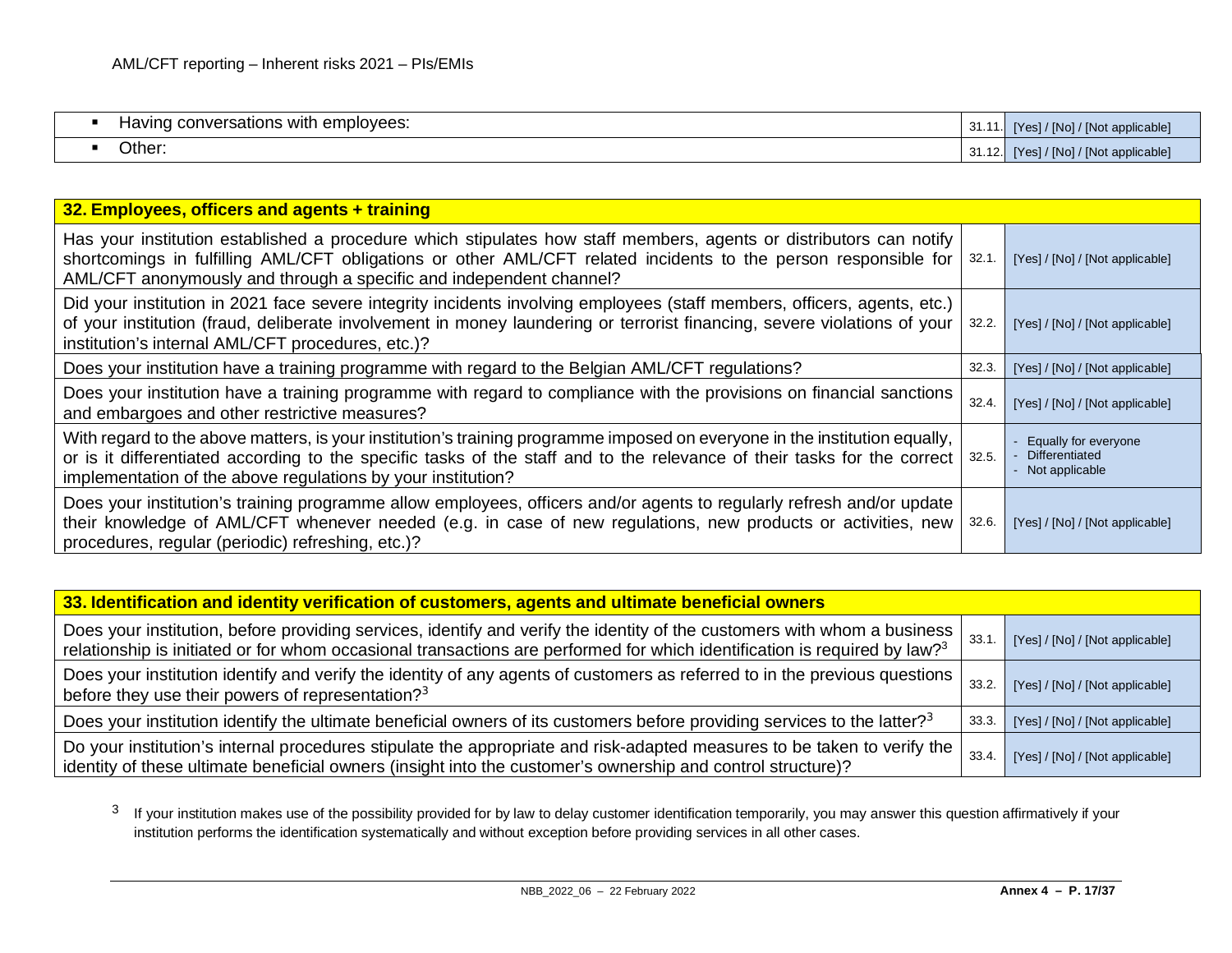| | | |
|---|---|---|
| ▪ Having conversations with employees: | 31.11. | [Yes] / [No] / [Not applicable] |
| ▪ Other: | 31.12. | [Yes] / [No] / [Not applicable] |

| **32. Employees, officers and agents + training** | | |
|---|---|---|
| Has your institution established a procedure which stipulates how staff members, agents or distributors can notify shortcomings in fulfilling AML/CFT obligations or other AML/CFT related incidents to the person responsible for AML/CFT anonymously and through a specific and independent channel? | 32.1. | [Yes] / [No] / [Not applicable] |
| Did your institution in 2021 face severe integrity incidents involving employees (staff members, officers, agents, etc.) of your institution (fraud, deliberate involvement in money laundering or terrorist financing, severe violations of your institution's internal AML/CFT procedures, etc.)? | 32.2. | [Yes] / [No] / [Not applicable] |
| Does your institution have a training programme with regard to the Belgian AML/CFT regulations? | 32.3. | [Yes] / [No] / [Not applicable] |
| Does your institution have a training programme with regard to compliance with the provisions on financial sanctions and embargoes and other restrictive measures? | 32.4. | [Yes] / [No] / [Not applicable] |
| With regard to the above matters, is your institution's training programme imposed on everyone in the institution equally, or is it differentiated according to the specific tasks of the staff and to the relevance of their tasks for the correct implementation of the above regulations by your institution? | 32.5. | - Equally for everyone<br>- Differentiated<br>- Not applicable |
| Does your institution's training programme allow employees, officers and/or agents to regularly refresh and/or update their knowledge of AML/CFT whenever needed (e.g. in case of new regulations, new products or activities, new procedures, regular (periodic) refreshing, etc.)? | 32.6. | [Yes] / [No] / [Not applicable] |

| **33. Identification and identity verification of customers, agents and ultimate beneficial owners** | | |
|---|---|---|
| Does your institution, before providing services, identify and verify the identity of the customers with whom a business relationship is initiated or for whom occasional transactions are performed for which identification is required by law?[3] | 33.1. | [Yes] / [No] / [Not applicable] |
| Does your institution identify and verify the identity of any agents of customers as referred to in the previous questions before they use their powers of representation?[3] | 33.2. | [Yes] / [No] / [Not applicable] |
| Does your institution identify the ultimate beneficial owners of its customers before providing services to the latter?[3] | 33.3. | [Yes] / [No] / [Not applicable] |
| Do your institution's internal procedures stipulate the appropriate and risk-adapted measures to be taken to verify the identity of these ultimate beneficial owners (insight into the customer's ownership and control structure)? | 33.4. | [Yes] / [No] / [Not applicable] |

[3] If your institution makes use of the possibility provided for by law to delay customer identification temporarily, you may answer this question affirmatively if your institution performs the identification systematically and without exception before providing services in all other cases.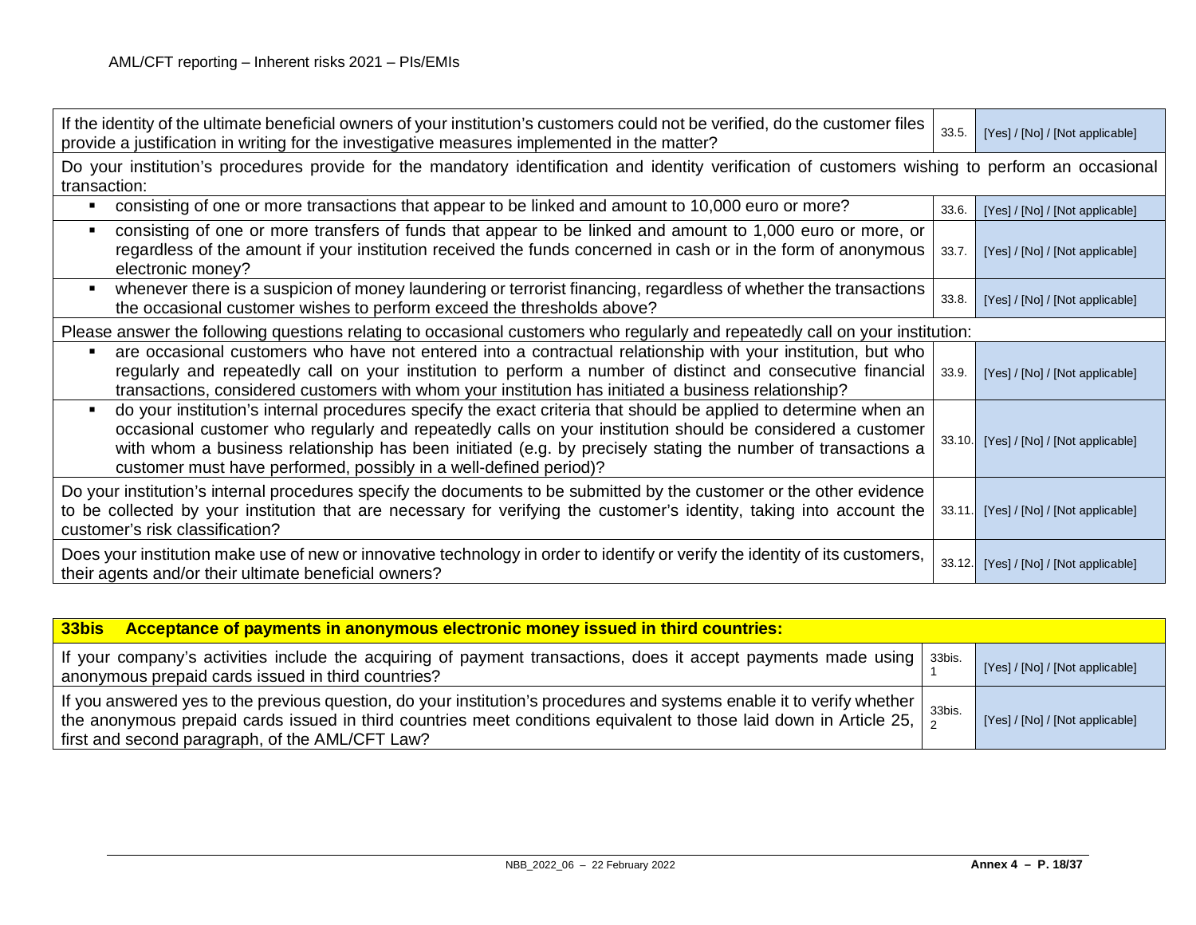| | | |
|---|---|---|
| If the identity of the ultimate beneficial owners of your institution's customers could not be verified, do the customer files provide a justification in writing for the investigative measures implemented in the matter? | 33.5. | [Yes] / [No] / [Not applicable] |
| Do your institution's procedures provide for the mandatory identification and identity verification of customers wishing to perform an occasional transaction: | | |
| ▪ consisting of one or more transactions that appear to be linked and amount to 10,000 euro or more? | 33.6. | [Yes] / [No] / [Not applicable] |
| ▪ consisting of one or more transfers of funds that appear to be linked and amount to 1,000 euro or more, or regardless of the amount if your institution received the funds concerned in cash or in the form of anonymous electronic money? | 33.7. | [Yes] / [No] / [Not applicable] |
| ▪ whenever there is a suspicion of money laundering or terrorist financing, regardless of whether the transactions the occasional customer wishes to perform exceed the thresholds above? | 33.8. | [Yes] / [No] / [Not applicable] |
| Please answer the following questions relating to occasional customers who regularly and repeatedly call on your institution: | | |
| ▪ are occasional customers who have not entered into a contractual relationship with your institution, but who regularly and repeatedly call on your institution to perform a number of distinct and consecutive financial transactions, considered customers with whom your institution has initiated a business relationship? | 33.9. | [Yes] / [No] / [Not applicable] |
| ▪ do your institution's internal procedures specify the exact criteria that should be applied to determine when an occasional customer who regularly and repeatedly calls on your institution should be considered a customer with whom a business relationship has been initiated (e.g. by precisely stating the number of transactions a customer must have performed, possibly in a well-defined period)? | 33.10. | [Yes] / [No] / [Not applicable] |
| Do your institution's internal procedures specify the documents to be submitted by the customer or the other evidence to be collected by your institution that are necessary for verifying the customer's identity, taking into account the customer's risk classification? | 33.11. | [Yes] / [No] / [Not applicable] |
| Does your institution make use of new or innovative technology in order to identify or verify the identity of its customers, their agents and/or their ultimate beneficial owners? | 33.12. | [Yes] / [No] / [Not applicable] |

| **33bis Acceptance of payments in anonymous electronic money issued in third countries:** | | |
|---|---|---|
| If your company's activities include the acquiring of payment transactions, does it accept payments made using anonymous prepaid cards issued in third countries? | 33bis. 1 | [Yes] / [No] / [Not applicable] |
| If you answered yes to the previous question, do your institution's procedures and systems enable it to verify whether the anonymous prepaid cards issued in third countries meet conditions equivalent to those laid down in Article 25, first and second paragraph, of the AML/CFT Law? | 33bis. 2 | [Yes] / [No] / [Not applicable] |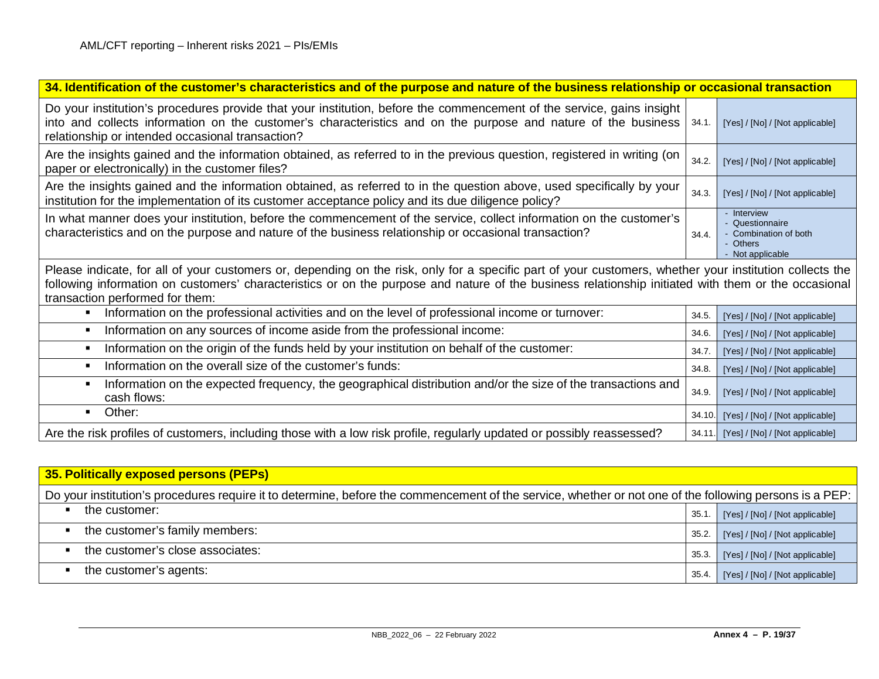| 34. Identification of the customer's characteristics and of the purpose and nature of the business relationship or occasional transaction | | |
|---|---|---|
| Do your institution's procedures provide that your institution, before the commencement of the service, gains insight into and collects information on the customer's characteristics and on the purpose and nature of the business relationship or intended occasional transaction? | 34.1. | [Yes] / [No] / [Not applicable] |
| Are the insights gained and the information obtained, as referred to in the previous question, registered in writing (on paper or electronically) in the customer files? | 34.2. | [Yes] / [No] / [Not applicable] |
| Are the insights gained and the information obtained, as referred to in the question above, used specifically by your institution for the implementation of its customer acceptance policy and its due diligence policy? | 34.3. | [Yes] / [No] / [Not applicable] |
| In what manner does your institution, before the commencement of the service, collect information on the customer's characteristics and on the purpose and nature of the business relationship or occasional transaction? | 34.4. | - Interview<br>- Questionnaire<br>- Combination of both<br>- Others<br>- Not applicable |
| Please indicate, for all of your customers or, depending on the risk, only for a specific part of your customers, whether your institution collects the following information on customers' characteristics or on the purpose and nature of the business relationship initiated with them or the occasional transaction performed for them: | | |
| ▪ Information on the professional activities and on the level of professional income or turnover: | 34.5. | [Yes] / [No] / [Not applicable] |
| ▪ Information on any sources of income aside from the professional income: | 34.6. | [Yes] / [No] / [Not applicable] |
| ▪ Information on the origin of the funds held by your institution on behalf of the customer: | 34.7. | [Yes] / [No] / [Not applicable] |
| ▪ Information on the overall size of the customer's funds: | 34.8. | [Yes] / [No] / [Not applicable] |
| ▪ Information on the expected frequency, the geographical distribution and/or the size of the transactions and cash flows: | 34.9. | [Yes] / [No] / [Not applicable] |
| ▪ Other: | 34.10. | [Yes] / [No] / [Not applicable] |
| Are the risk profiles of customers, including those with a low risk profile, regularly updated or possibly reassessed? | 34.11. | [Yes] / [No] / [Not applicable] |

| 35. Politically exposed persons (PEPs) | | |
|---|---|---|
| Do your institution's procedures require it to determine, before the commencement of the service, whether or not one of the following persons is a PEP: | | |
| ▪ the customer: | 35.1. | [Yes] / [No] / [Not applicable] |
| ▪ the customer's family members: | 35.2. | [Yes] / [No] / [Not applicable] |
| ▪ the customer's close associates: | 35.3. | [Yes] / [No] / [Not applicable] |
| ▪ the customer's agents: | 35.4. | [Yes] / [No] / [Not applicable] |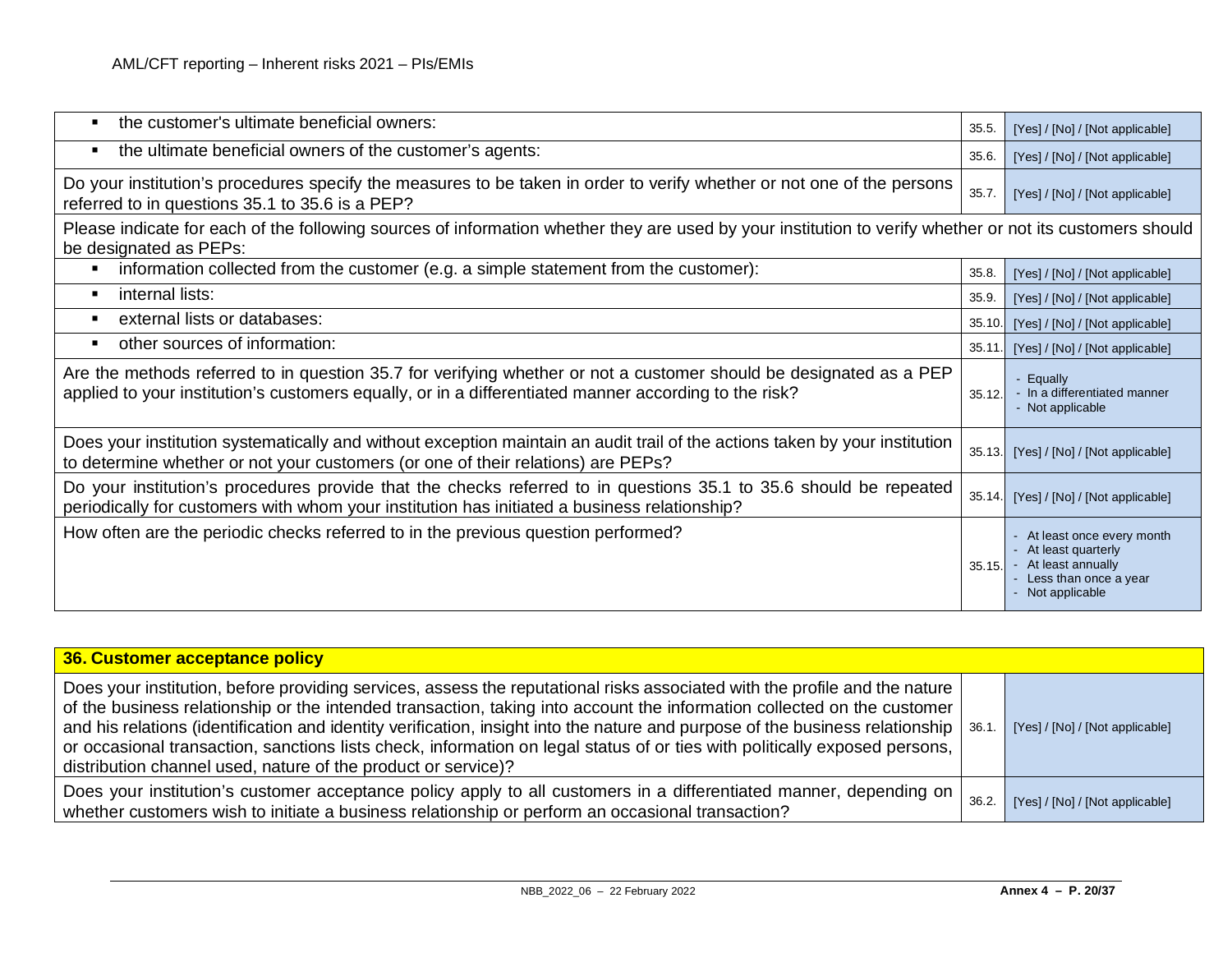| | | |
|---|---|---|
| ▪ the customer's ultimate beneficial owners: | 35.5. | [Yes] / [No] / [Not applicable] |
| ▪ the ultimate beneficial owners of the customer's agents: | 35.6. | [Yes] / [No] / [Not applicable] |
| Do your institution's procedures specify the measures to be taken in order to verify whether or not one of the persons referred to in questions 35.1 to 35.6 is a PEP? | 35.7. | [Yes] / [No] / [Not applicable] |
| Please indicate for each of the following sources of information whether they are used by your institution to verify whether or not its customers should be designated as PEPs: | | |
| ▪ information collected from the customer (e.g. a simple statement from the customer): | 35.8. | [Yes] / [No] / [Not applicable] |
| ▪ internal lists: | 35.9. | [Yes] / [No] / [Not applicable] |
| ▪ external lists or databases: | 35.10. | [Yes] / [No] / [Not applicable] |
| ▪ other sources of information: | 35.11. | [Yes] / [No] / [Not applicable] |
| Are the methods referred to in question 35.7 for verifying whether or not a customer should be designated as a PEP applied to your institution's customers equally, or in a differentiated manner according to the risk? | 35.12. | - Equally<br>- In a differentiated manner<br>- Not applicable |
| Does your institution systematically and without exception maintain an audit trail of the actions taken by your institution to determine whether or not your customers (or one of their relations) are PEPs? | 35.13. | [Yes] / [No] / [Not applicable] |
| Do your institution's procedures provide that the checks referred to in questions 35.1 to 35.6 should be repeated periodically for customers with whom your institution has initiated a business relationship? | 35.14. | [Yes] / [No] / [Not applicable] |
| How often are the periodic checks referred to in the previous question performed? | 35.15. | - At least once every month<br>- At least quarterly<br>- At least annually<br>- Less than once a year<br>- Not applicable |

| **36. Customer acceptance policy** | | |
|---|---|---|
| Does your institution, before providing services, assess the reputational risks associated with the profile and the nature of the business relationship or the intended transaction, taking into account the information collected on the customer and his relations (identification and identity verification, insight into the nature and purpose of the business relationship or occasional transaction, sanctions lists check, information on legal status of or ties with politically exposed persons, distribution channel used, nature of the product or service)? | 36.1. | [Yes] / [No] / [Not applicable] |
| Does your institution's customer acceptance policy apply to all customers in a differentiated manner, depending on whether customers wish to initiate a business relationship or perform an occasional transaction? | 36.2. | [Yes] / [No] / [Not applicable] |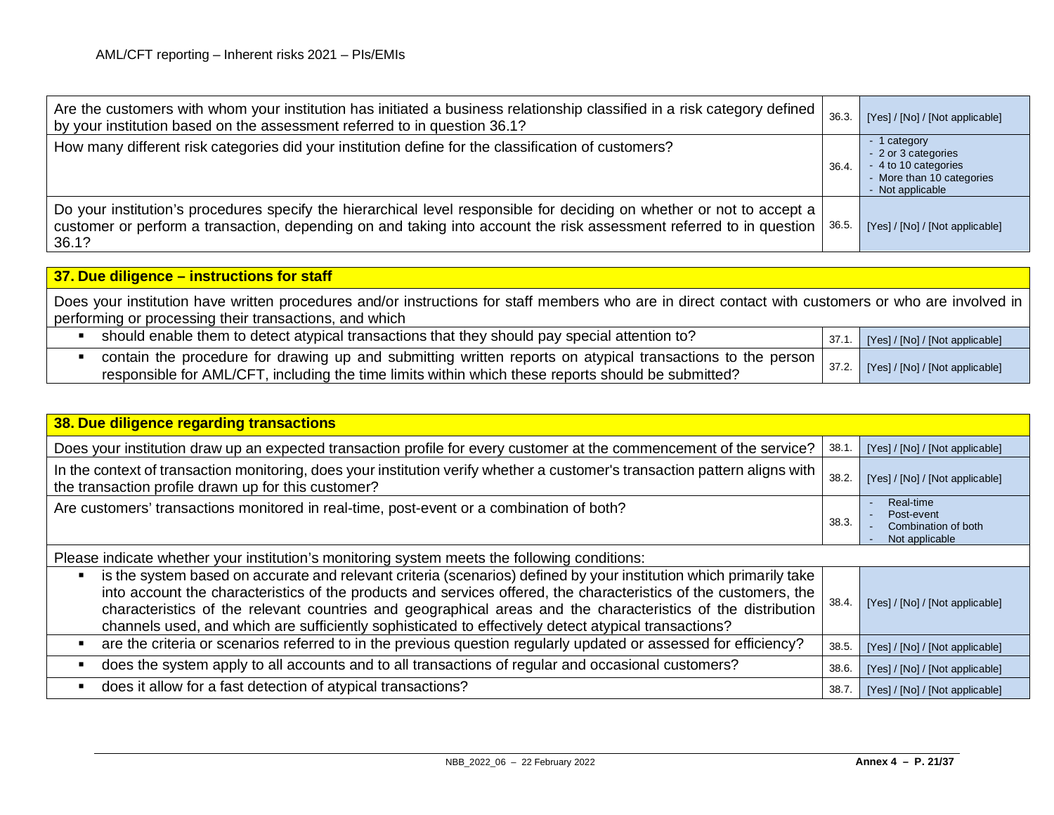| Question | No. | Answer |
|---|---|---|
| Are the customers with whom your institution has initiated a business relationship classified in a risk category defined by your institution based on the assessment referred to in question 36.1? | 36.3. | [Yes] / [No] / [Not applicable] |
| How many different risk categories did your institution define for the classification of customers? | 36.4. | - 1 category<br>- 2 or 3 categories<br>- 4 to 10 categories<br>- More than 10 categories<br>- Not applicable |
| Do your institution's procedures specify the hierarchical level responsible for deciding on whether or not to accept a customer or perform a transaction, depending on and taking into account the risk assessment referred to in question 36.1? | 36.5. | [Yes] / [No] / [Not applicable] |

## 37. Due diligence – instructions for staff

Does your institution have written procedures and/or instructions for staff members who are in direct contact with customers or who are involved in performing or processing their transactions, and which

| Question | No. | Answer |
|---|---|---|
| ▪ should enable them to detect atypical transactions that they should pay special attention to? | 37.1. | [Yes] / [No] / [Not applicable] |
| ▪ contain the procedure for drawing up and submitting written reports on atypical transactions to the person responsible for AML/CFT, including the time limits within which these reports should be submitted? | 37.2. | [Yes] / [No] / [Not applicable] |

## 38. Due diligence regarding transactions

| Question | No. | Answer |
|---|---|---|
| Does your institution draw up an expected transaction profile for every customer at the commencement of the service? | 38.1. | [Yes] / [No] / [Not applicable] |
| In the context of transaction monitoring, does your institution verify whether a customer's transaction pattern aligns with the transaction profile drawn up for this customer? | 38.2. | [Yes] / [No] / [Not applicable] |
| Are customers' transactions monitored in real-time, post-event or a combination of both? | 38.3. | - Real-time<br>- Post-event<br>- Combination of both<br>- Not applicable |
| Please indicate whether your institution's monitoring system meets the following conditions: | | |
| ▪ is the system based on accurate and relevant criteria (scenarios) defined by your institution which primarily take into account the characteristics of the products and services offered, the characteristics of the customers, the characteristics of the relevant countries and geographical areas and the characteristics of the distribution channels used, and which are sufficiently sophisticated to effectively detect atypical transactions? | 38.4. | [Yes] / [No] / [Not applicable] |
| ▪ are the criteria or scenarios referred to in the previous question regularly updated or assessed for efficiency? | 38.5. | [Yes] / [No] / [Not applicable] |
| ▪ does the system apply to all accounts and to all transactions of regular and occasional customers? | 38.6. | [Yes] / [No] / [Not applicable] |
| ▪ does it allow for a fast detection of atypical transactions? | 38.7. | [Yes] / [No] / [Not applicable] |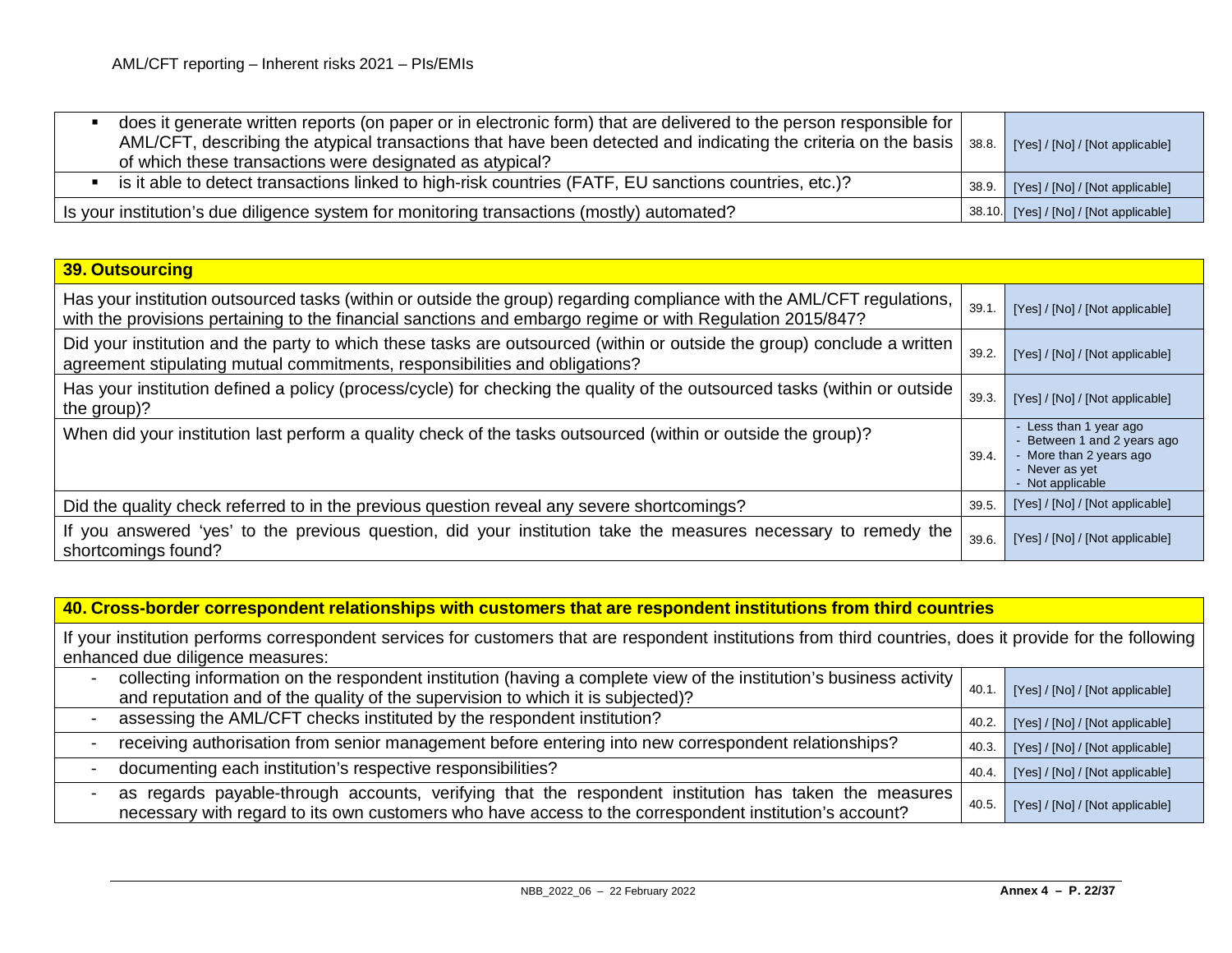| | | |
|---|---|---|
| ▪ does it generate written reports (on paper or in electronic form) that are delivered to the person responsible for AML/CFT, describing the atypical transactions that have been detected and indicating the criteria on the basis of which these transactions were designated as atypical? | 38.8. | [Yes] / [No] / [Not applicable] |
| ▪ is it able to detect transactions linked to high-risk countries (FATF, EU sanctions countries, etc.)? | 38.9. | [Yes] / [No] / [Not applicable] |
| Is your institution's due diligence system for monitoring transactions (mostly) automated? | 38.10. | [Yes] / [No] / [Not applicable] |

| **39. Outsourcing** | | |
|---|---|---|
| Has your institution outsourced tasks (within or outside the group) regarding compliance with the AML/CFT regulations, with the provisions pertaining to the financial sanctions and embargo regime or with Regulation 2015/847? | 39.1. | [Yes] / [No] / [Not applicable] |
| Did your institution and the party to which these tasks are outsourced (within or outside the group) conclude a written agreement stipulating mutual commitments, responsibilities and obligations? | 39.2. | [Yes] / [No] / [Not applicable] |
| Has your institution defined a policy (process/cycle) for checking the quality of the outsourced tasks (within or outside the group)? | 39.3. | [Yes] / [No] / [Not applicable] |
| When did your institution last perform a quality check of the tasks outsourced (within or outside the group)? | 39.4. | - Less than 1 year ago<br>- Between 1 and 2 years ago<br>- More than 2 years ago<br>- Never as yet<br>- Not applicable |
| Did the quality check referred to in the previous question reveal any severe shortcomings? | 39.5. | [Yes] / [No] / [Not applicable] |
| If you answered 'yes' to the previous question, did your institution take the measures necessary to remedy the shortcomings found? | 39.6. | [Yes] / [No] / [Not applicable] |

| **40. Cross-border correspondent relationships with customers that are respondent institutions from third countries** | | |
|---|---|---|
| If your institution performs correspondent services for customers that are respondent institutions from third countries, does it provide for the following enhanced due diligence measures: | | |
| - collecting information on the respondent institution (having a complete view of the institution's business activity and reputation and of the quality of the supervision to which it is subjected)? | 40.1. | [Yes] / [No] / [Not applicable] |
| - assessing the AML/CFT checks instituted by the respondent institution? | 40.2. | [Yes] / [No] / [Not applicable] |
| - receiving authorisation from senior management before entering into new correspondent relationships? | 40.3. | [Yes] / [No] / [Not applicable] |
| - documenting each institution's respective responsibilities? | 40.4. | [Yes] / [No] / [Not applicable] |
| - as regards payable-through accounts, verifying that the respondent institution has taken the measures necessary with regard to its own customers who have access to the correspondent institution's account? | 40.5. | [Yes] / [No] / [Not applicable] |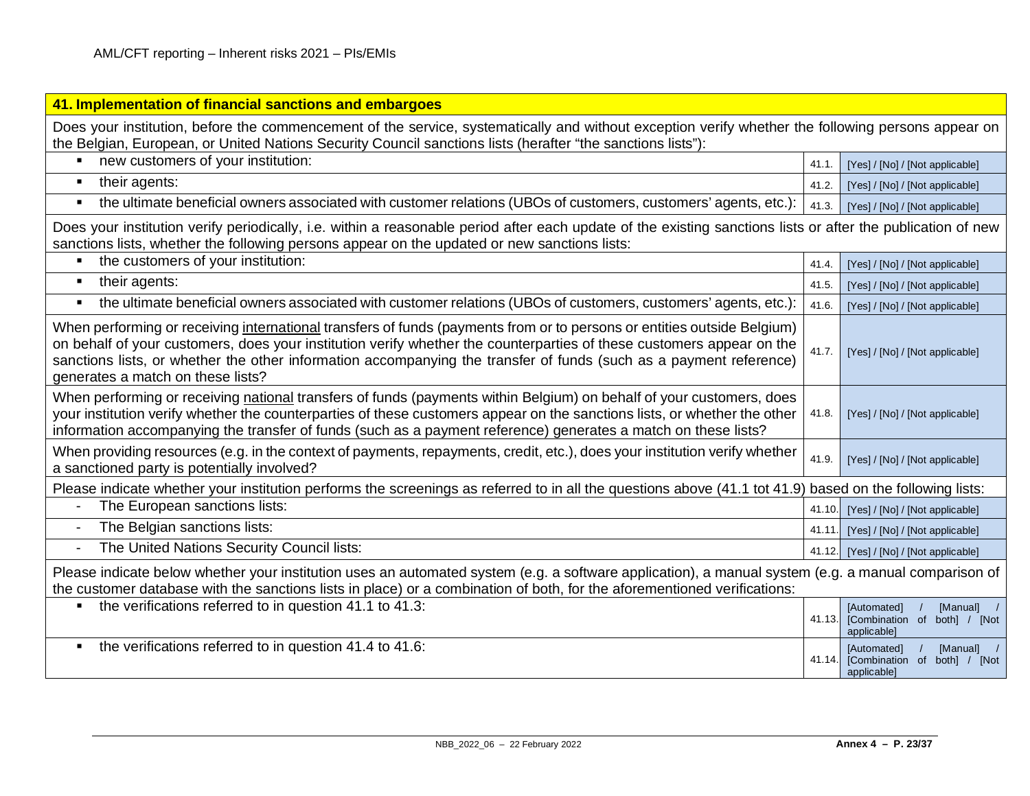| 41. Implementation of financial sanctions and embargoes | | |
|---|---|---|
| Does your institution, before the commencement of the service, systematically and without exception verify whether the following persons appear on the Belgian, European, or United Nations Security Council sanctions lists (herafter "the sanctions lists"): | | |
| ▪ new customers of your institution: | 41.1. | [Yes] / [No] / [Not applicable] |
| ▪ their agents: | 41.2. | [Yes] / [No] / [Not applicable] |
| ▪ the ultimate beneficial owners associated with customer relations (UBOs of customers, customers' agents, etc.): | 41.3. | [Yes] / [No] / [Not applicable] |
| Does your institution verify periodically, i.e. within a reasonable period after each update of the existing sanctions lists or after the publication of new sanctions lists, whether the following persons appear on the updated or new sanctions lists: | | |
| ▪ the customers of your institution: | 41.4. | [Yes] / [No] / [Not applicable] |
| ▪ their agents: | 41.5. | [Yes] / [No] / [Not applicable] |
| ▪ the ultimate beneficial owners associated with customer relations (UBOs of customers, customers' agents, etc.): | 41.6. | [Yes] / [No] / [Not applicable] |
| When performing or receiving international transfers of funds (payments from or to persons or entities outside Belgium) on behalf of your customers, does your institution verify whether the counterparties of these customers appear on the sanctions lists, or whether the other information accompanying the transfer of funds (such as a payment reference) generates a match on these lists? | 41.7. | [Yes] / [No] / [Not applicable] |
| When performing or receiving national transfers of funds (payments within Belgium) on behalf of your customers, does your institution verify whether the counterparties of these customers appear on the sanctions lists, or whether the other information accompanying the transfer of funds (such as a payment reference) generates a match on these lists? | 41.8. | [Yes] / [No] / [Not applicable] |
| When providing resources (e.g. in the context of payments, repayments, credit, etc.), does your institution verify whether a sanctioned party is potentially involved? | 41.9. | [Yes] / [No] / [Not applicable] |
| Please indicate whether your institution performs the screenings as referred to in all the questions above (41.1 tot 41.9) based on the following lists: | | |
| - The European sanctions lists: | 41.10. | [Yes] / [No] / [Not applicable] |
| - The Belgian sanctions lists: | 41.11. | [Yes] / [No] / [Not applicable] |
| - The United Nations Security Council lists: | 41.12. | [Yes] / [No] / [Not applicable] |
| Please indicate below whether your institution uses an automated system (e.g. a software application), a manual system (e.g. a manual comparison of the customer database with the sanctions lists in place) or a combination of both, for the aforementioned verifications: | | |
| ▪ the verifications referred to in question 41.1 to 41.3: | 41.13. | [Automated] / [Manual] / [Combination of both] / [Not applicable] |
| ▪ the verifications referred to in question 41.4 to 41.6: | 41.14. | [Automated] / [Manual] / [Combination of both] / [Not applicable] |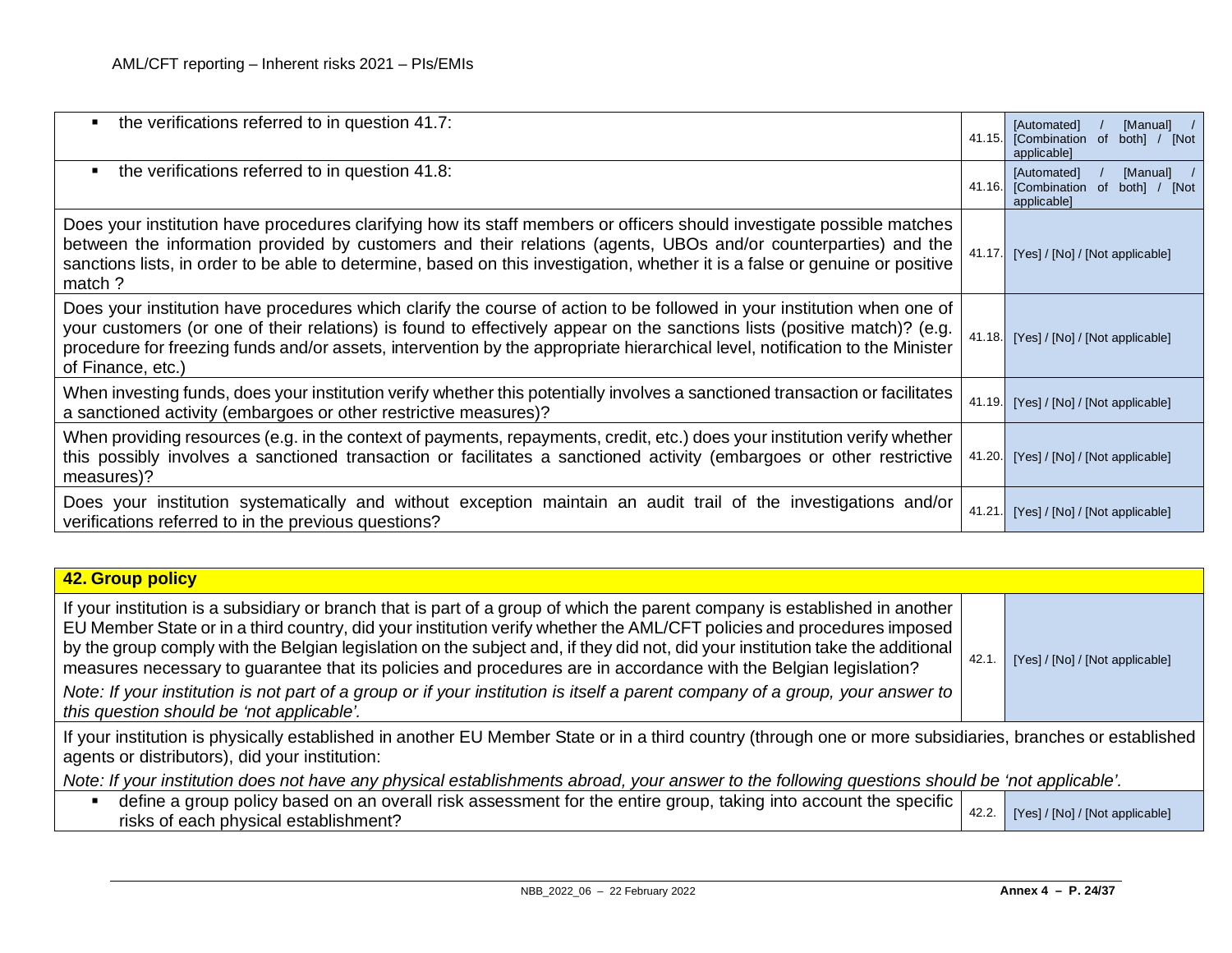| | | |
|---|---|---|
| ▪ the verifications referred to in question 41.7: | 41.15. | [Automated] / [Manual] / [Combination of both] / [Not applicable] |
| ▪ the verifications referred to in question 41.8: | 41.16. | [Automated] / [Manual] / [Combination of both] / [Not applicable] |
| Does your institution have procedures clarifying how its staff members or officers should investigate possible matches between the information provided by customers and their relations (agents, UBOs and/or counterparties) and the sanctions lists, in order to be able to determine, based on this investigation, whether it is a false or genuine or positive match ? | 41.17. | [Yes] / [No] / [Not applicable] |
| Does your institution have procedures which clarify the course of action to be followed in your institution when one of your customers (or one of their relations) is found to effectively appear on the sanctions lists (positive match)? (e.g. procedure for freezing funds and/or assets, intervention by the appropriate hierarchical level, notification to the Minister of Finance, etc.) | 41.18. | [Yes] / [No] / [Not applicable] |
| When investing funds, does your institution verify whether this potentially involves a sanctioned transaction or facilitates a sanctioned activity (embargoes or other restrictive measures)? | 41.19. | [Yes] / [No] / [Not applicable] |
| When providing resources (e.g. in the context of payments, repayments, credit, etc.) does your institution verify whether this possibly involves a sanctioned transaction or facilitates a sanctioned activity (embargoes or other restrictive measures)? | 41.20. | [Yes] / [No] / [Not applicable] |
| Does your institution systematically and without exception maintain an audit trail of the investigations and/or verifications referred to in the previous questions? | 41.21. | [Yes] / [No] / [Not applicable] |

| **42. Group policy** | | |
|---|---|---|
| If your institution is a subsidiary or branch that is part of a group of which the parent company is established in another EU Member State or in a third country, did your institution verify whether the AML/CFT policies and procedures imposed by the group comply with the Belgian legislation on the subject and, if they did not, did your institution take the additional measures necessary to guarantee that its policies and procedures are in accordance with the Belgian legislation? *Note: If your institution is not part of a group or if your institution is itself a parent company of a group, your answer to this question should be 'not applicable'.* | 42.1. | [Yes] / [No] / [Not applicable] |
| If your institution is physically established in another EU Member State or in a third country (through one or more subsidiaries, branches or established agents or distributors), did your institution: *Note: If your institution does not have any physical establishments abroad, your answer to the following questions should be 'not applicable'.* | | |
| ▪ define a group policy based on an overall risk assessment for the entire group, taking into account the specific risks of each physical establishment? | 42.2. | [Yes] / [No] / [Not applicable] |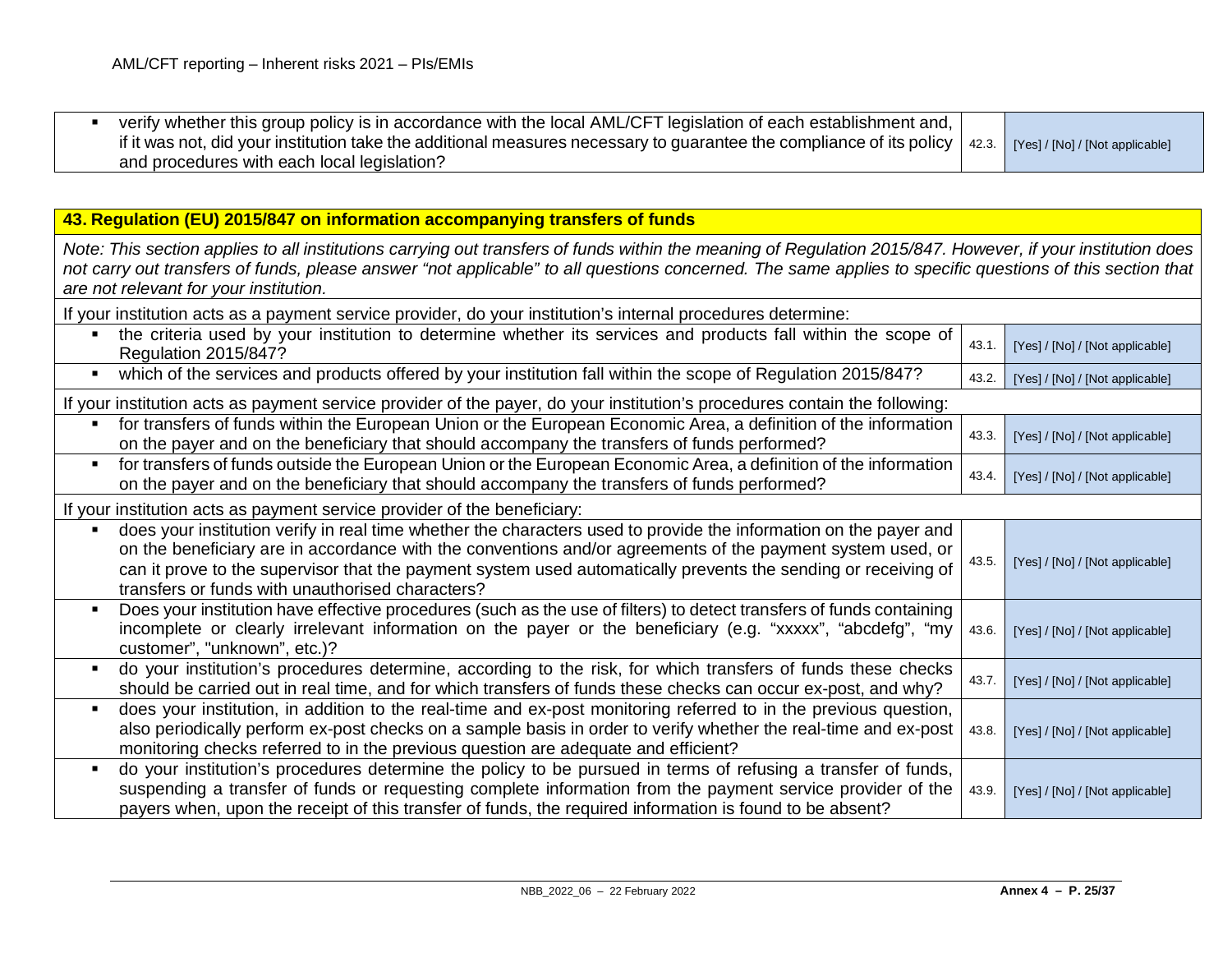| | | |
|---|---|---|
| ▪ verify whether this group policy is in accordance with the local AML/CFT legislation of each establishment and, if it was not, did your institution take the additional measures necessary to guarantee the compliance of its policy and procedures with each local legislation? | 42.3. | [Yes] / [No] / [Not applicable] |

## 43. Regulation (EU) 2015/847 on information accompanying transfers of funds

*Note: This section applies to all institutions carrying out transfers of funds within the meaning of Regulation 2015/847. However, if your institution does not carry out transfers of funds, please answer "not applicable" to all questions concerned. The same applies to specific questions of this section that are not relevant for your institution.*

| | | |
|---|---|---|
| If your institution acts as a payment service provider, do your institution's internal procedures determine: | | |
| ▪ the criteria used by your institution to determine whether its services and products fall within the scope of Regulation 2015/847? | 43.1. | [Yes] / [No] / [Not applicable] |
| ▪ which of the services and products offered by your institution fall within the scope of Regulation 2015/847? | 43.2. | [Yes] / [No] / [Not applicable] |
| If your institution acts as payment service provider of the payer, do your institution's procedures contain the following: | | |
| ▪ for transfers of funds within the European Union or the European Economic Area, a definition of the information on the payer and on the beneficiary that should accompany the transfers of funds performed? | 43.3. | [Yes] / [No] / [Not applicable] |
| ▪ for transfers of funds outside the European Union or the European Economic Area, a definition of the information on the payer and on the beneficiary that should accompany the transfers of funds performed? | 43.4. | [Yes] / [No] / [Not applicable] |
| If your institution acts as payment service provider of the beneficiary: | | |
| ▪ does your institution verify in real time whether the characters used to provide the information on the payer and on the beneficiary are in accordance with the conventions and/or agreements of the payment system used, or can it prove to the supervisor that the payment system used automatically prevents the sending or receiving of transfers or funds with unauthorised characters? | 43.5. | [Yes] / [No] / [Not applicable] |
| ▪ Does your institution have effective procedures (such as the use of filters) to detect transfers of funds containing incomplete or clearly irrelevant information on the payer or the beneficiary (e.g. "xxxxx", "abcdefg", "my customer", "unknown", etc.)? | 43.6. | [Yes] / [No] / [Not applicable] |
| ▪ do your institution's procedures determine, according to the risk, for which transfers of funds these checks should be carried out in real time, and for which transfers of funds these checks can occur ex-post, and why? | 43.7. | [Yes] / [No] / [Not applicable] |
| ▪ does your institution, in addition to the real-time and ex-post monitoring referred to in the previous question, also periodically perform ex-post checks on a sample basis in order to verify whether the real-time and ex-post monitoring checks referred to in the previous question are adequate and efficient? | 43.8. | [Yes] / [No] / [Not applicable] |
| ▪ do your institution's procedures determine the policy to be pursued in terms of refusing a transfer of funds, suspending a transfer of funds or requesting complete information from the payment service provider of the payers when, upon the receipt of this transfer of funds, the required information is found to be absent? | 43.9. | [Yes] / [No] / [Not applicable] |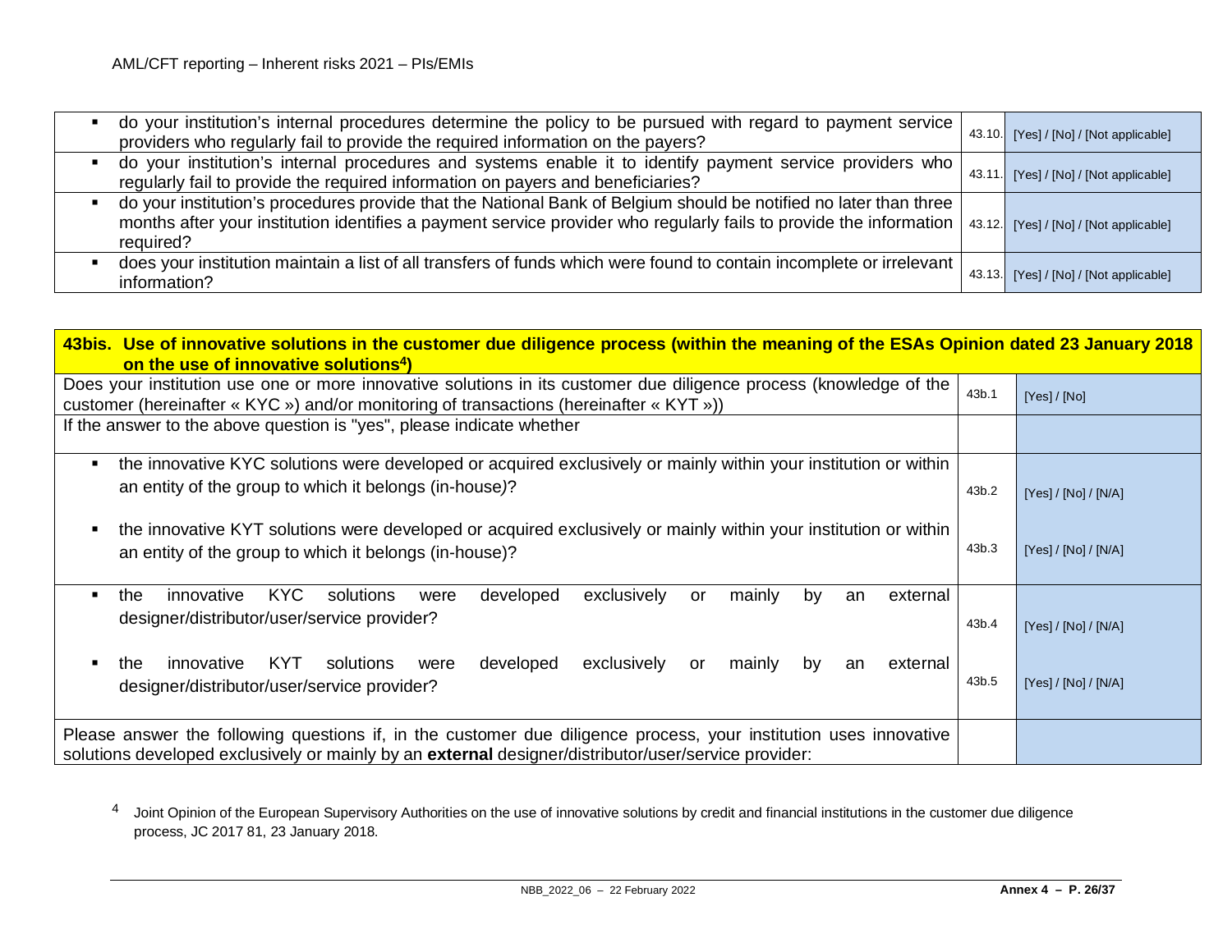| | | |
|---|---|---|
| ▪ do your institution's internal procedures determine the policy to be pursued with regard to payment service providers who regularly fail to provide the required information on the payers? | 43.10. | [Yes] / [No] / [Not applicable] |
| ▪ do your institution's internal procedures and systems enable it to identify payment service providers who regularly fail to provide the required information on payers and beneficiaries? | 43.11. | [Yes] / [No] / [Not applicable] |
| ▪ do your institution's procedures provide that the National Bank of Belgium should be notified no later than three months after your institution identifies a payment service provider who regularly fails to provide the information required? | 43.12. | [Yes] / [No] / [Not applicable] |
| ▪ does your institution maintain a list of all transfers of funds which were found to contain incomplete or irrelevant information? | 43.13. | [Yes] / [No] / [Not applicable] |

| **43bis. Use of innovative solutions in the customer due diligence process (within the meaning of the ESAs Opinion dated 23 January 2018 on the use of innovative solutions[4])** | | |
|---|---|---|
| Does your institution use one or more innovative solutions in its customer due diligence process (knowledge of the customer (hereinafter « KYC ») and/or monitoring of transactions (hereinafter « KYT »)) | 43b.1 | [Yes] / [No] |
| If the answer to the above question is "yes", please indicate whether | | |
| ▪ the innovative KYC solutions were developed or acquired exclusively or mainly within your institution or within an entity of the group to which it belongs (in-house)? | 43b.2 | [Yes] / [No] / [N/A] |
| ▪ the innovative KYT solutions were developed or acquired exclusively or mainly within your institution or within an entity of the group to which it belongs (in-house)? | 43b.3 | [Yes] / [No] / [N/A] |
| ▪ the innovative KYC solutions were developed exclusively or mainly by an external designer/distributor/user/service provider? | 43b.4 | [Yes] / [No] / [N/A] |
| ▪ the innovative KYT solutions were developed exclusively or mainly by an external designer/distributor/user/service provider? | 43b.5 | [Yes] / [No] / [N/A] |
| Please answer the following questions if, in the customer due diligence process, your institution uses innovative solutions developed exclusively or mainly by an **external** designer/distributor/user/service provider: | | |

[4] Joint Opinion of the European Supervisory Authorities on the use of innovative solutions by credit and financial institutions in the customer due diligence process, JC 2017 81, 23 January 2018.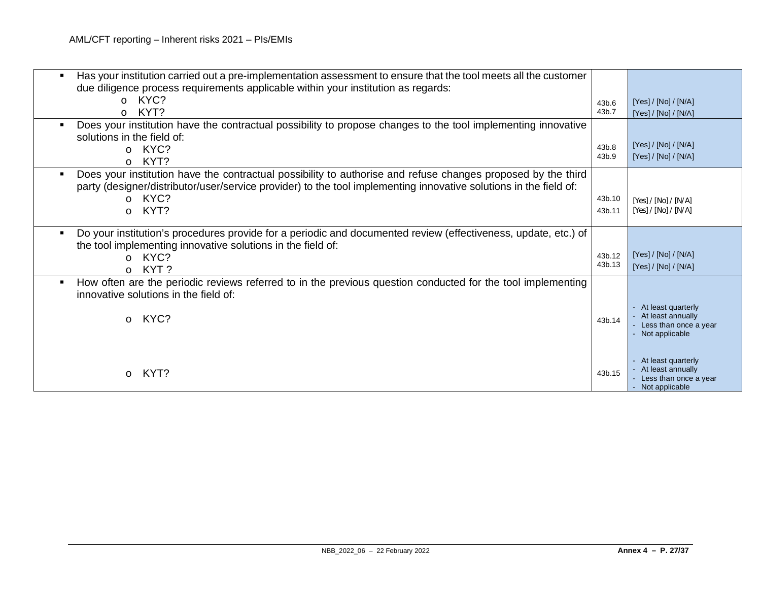| Question | Code | Answer |
|---|---|---|
| ▪ Has your institution carried out a pre-implementation assessment to ensure that the tool meets all the customer due diligence process requirements applicable within your institution as regards:<br>o KYC?<br>o KYT? | 43b.6<br>43b.7 | [Yes] / [No] / [N/A]<br>[Yes] / [No] / [N/A] |
| ▪ Does your institution have the contractual possibility to propose changes to the tool implementing innovative solutions in the field of:<br>o KYC?<br>o KYT? | 43b.8<br>43b.9 | [Yes] / [No] / [N/A]<br>[Yes] / [No] / [N/A] |
| ▪ Does your institution have the contractual possibility to authorise and refuse changes proposed by the third party (designer/distributor/user/service provider) to the tool implementing innovative solutions in the field of:<br>o KYC?<br>o KYT? | 43b.10<br>43b.11 | [Yes] / [No] / [N/A]<br>[Yes] / [No] / [N/A] |
| ▪ Do your institution's procedures provide for a periodic and documented review (effectiveness, update, etc.) of the tool implementing innovative solutions in the field of:<br>o KYC?<br>o KYT ? | 43b.12<br>43b.13 | [Yes] / [No] / [N/A]<br>[Yes] / [No] / [N/A] |
| ▪ How often are the periodic reviews referred to in the previous question conducted for the tool implementing innovative solutions in the field of:<br>o KYC? | 43b.14 | - At least quarterly<br>- At least annually<br>- Less than once a year<br>- Not applicable |
| o KYT? | 43b.15 | - At least quarterly<br>- At least annually<br>- Less than once a year<br>- Not applicable |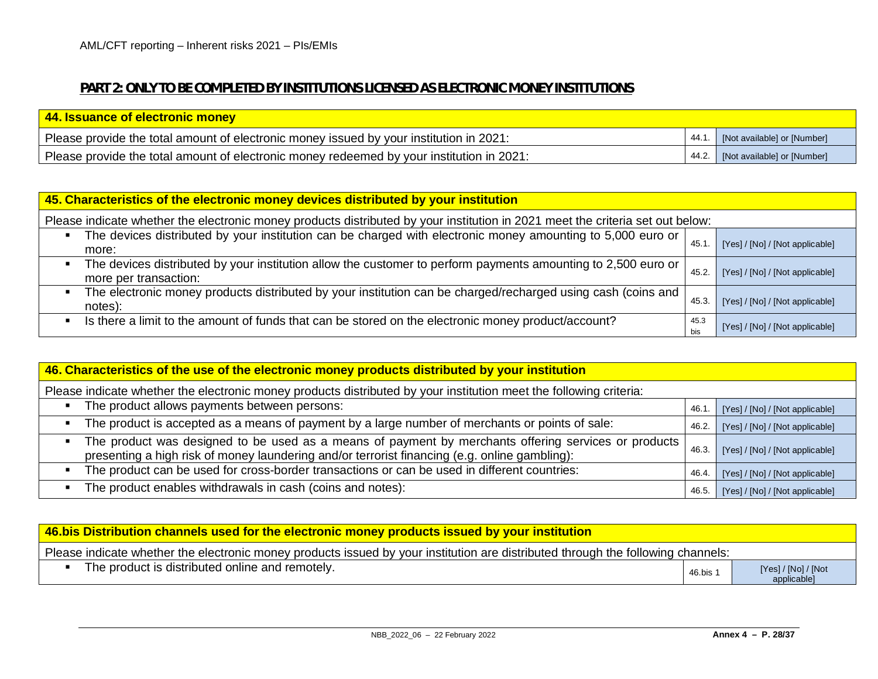## PART 2: ONLY TO BE COMPLETED BY INSTITUTIONS LICENSED AS ELECTRONIC MONEY INSTITUTIONS

| **44. Issuance of electronic money** | | |
|---|---|---|
| Please provide the total amount of electronic money issued by your institution in 2021: | 44.1. | [Not available] or [Number] |
| Please provide the total amount of electronic money redeemed by your institution in 2021: | 44.2. | [Not available] or [Number] |

| **45. Characteristics of the electronic money devices distributed by your institution** | | |
|---|---|---|
| Please indicate whether the electronic money products distributed by your institution in 2021 meet the criteria set out below: | | |
| ▪ The devices distributed by your institution can be charged with electronic money amounting to 5,000 euro or more: | 45.1. | [Yes] / [No] / [Not applicable] |
| ▪ The devices distributed by your institution allow the customer to perform payments amounting to 2,500 euro or more per transaction: | 45.2. | [Yes] / [No] / [Not applicable] |
| ▪ The electronic money products distributed by your institution can be charged/recharged using cash (coins and notes): | 45.3. | [Yes] / [No] / [Not applicable] |
| ▪ Is there a limit to the amount of funds that can be stored on the electronic money product/account? | 45.3 bis | [Yes] / [No] / [Not applicable] |

| **46. Characteristics of the use of the electronic money products distributed by your institution** | | |
|---|---|---|
| Please indicate whether the electronic money products distributed by your institution meet the following criteria: | | |
| ▪ The product allows payments between persons: | 46.1. | [Yes] / [No] / [Not applicable] |
| ▪ The product is accepted as a means of payment by a large number of merchants or points of sale: | 46.2. | [Yes] / [No] / [Not applicable] |
| ▪ The product was designed to be used as a means of payment by merchants offering services or products presenting a high risk of money laundering and/or terrorist financing (e.g. online gambling): | 46.3. | [Yes] / [No] / [Not applicable] |
| ▪ The product can be used for cross-border transactions or can be used in different countries: | 46.4. | [Yes] / [No] / [Not applicable] |
| ▪ The product enables withdrawals in cash (coins and notes): | 46.5. | [Yes] / [No] / [Not applicable] |

| **46.bis Distribution channels used for the electronic money products issued by your institution** | | |
|---|---|---|
| Please indicate whether the electronic money products issued by your institution are distributed through the following channels: | | |
| ▪ The product is distributed online and remotely. | 46.bis 1 | [Yes] / [No] / [Not applicable] |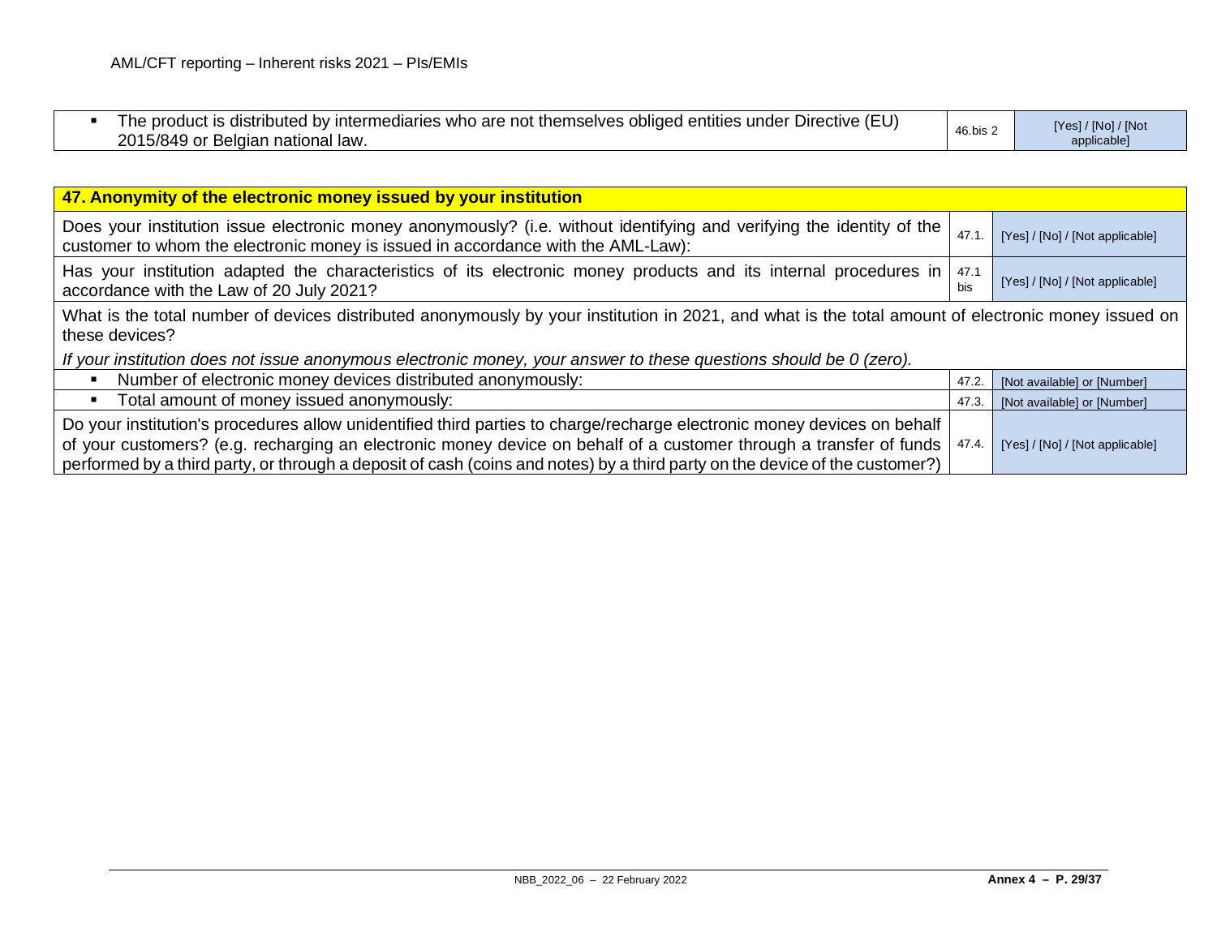| | | |
|---|---|---|
| ▪ The product is distributed by intermediaries who are not themselves obliged entities under Directive (EU) 2015/849 or Belgian national law. | 46.bis 2 | [Yes] / [No] / [Not applicable] |

| **47. Anonymity of the electronic money issued by your institution** | | |
|---|---|---|
| Does your institution issue electronic money anonymously? (i.e. without identifying and verifying the identity of the customer to whom the electronic money is issued in accordance with the AML-Law): | 47.1. | [Yes] / [No] / [Not applicable] |
| Has your institution adapted the characteristics of its electronic money products and its internal procedures in accordance with the Law of 20 July 2021? | 47.1 bis | [Yes] / [No] / [Not applicable] |
| What is the total number of devices distributed anonymously by your institution in 2021, and what is the total amount of electronic money issued on these devices? *If your institution does not issue anonymous electronic money, your answer to these questions should be 0 (zero).* | | |
| ▪ Number of electronic money devices distributed anonymously: | 47.2. | [Not available] or [Number] |
| ▪ Total amount of money issued anonymously: | 47.3. | [Not available] or [Number] |
| Do your institution's procedures allow unidentified third parties to charge/recharge electronic money devices on behalf of your customers? (e.g. recharging an electronic money device on behalf of a customer through a transfer of funds performed by a third party, or through a deposit of cash (coins and notes) by a third party on the device of the customer?) | 47.4. | [Yes] / [No] / [Not applicable] |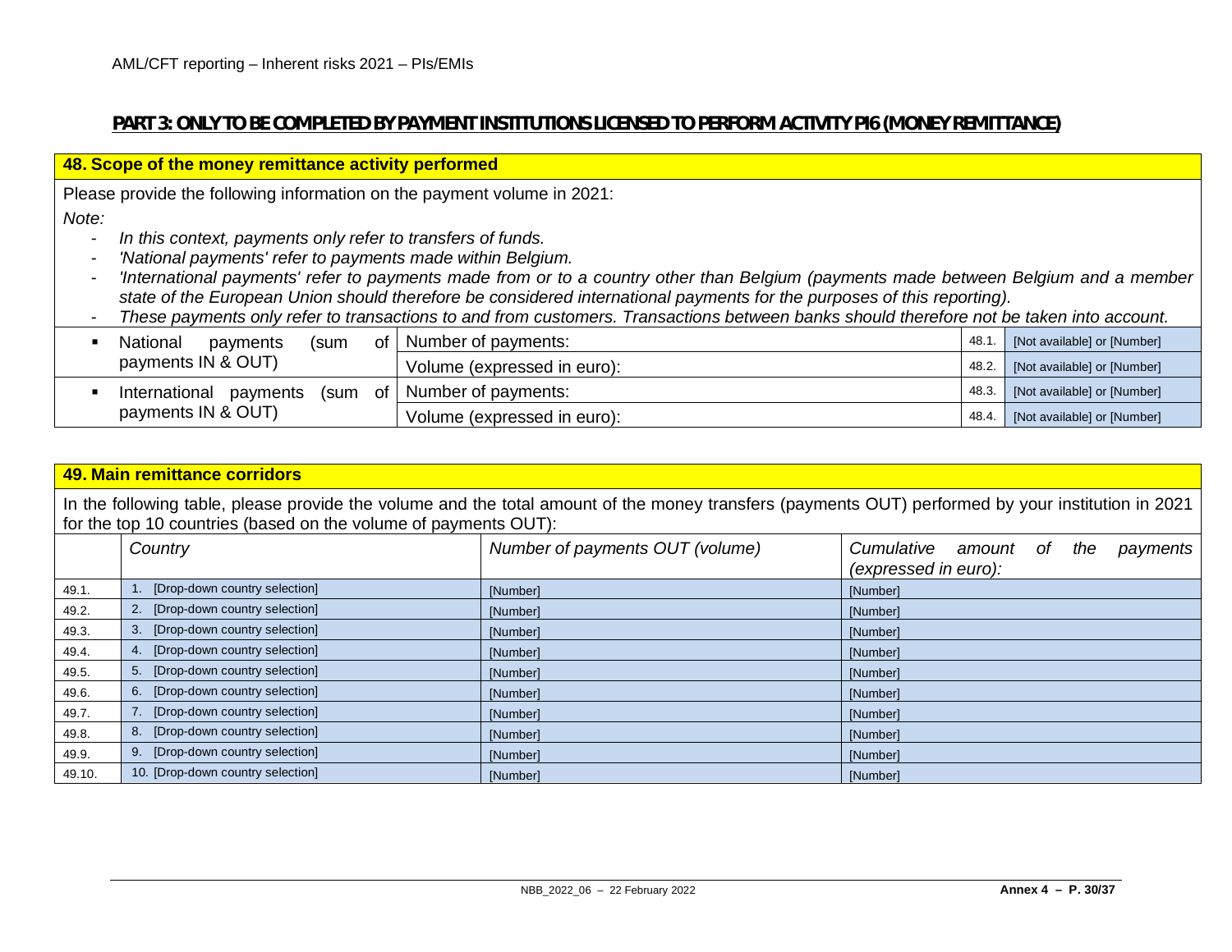## PART 3: ONLY TO BE COMPLETED BY PAYMENT INSTITUTIONS LICENSED TO PERFORM ACTIVITY PI6 (MONEY REMITTANCE)

### 48. Scope of the money remittance activity performed

Please provide the following information on the payment volume in 2021:

*Note:*

- *In this context, payments only refer to transfers of funds.*
- *'National payments' refer to payments made within Belgium.*
- *'International payments' refer to payments made from or to a country other than Belgium (payments made between Belgium and a member state of the European Union should therefore be considered international payments for the purposes of this reporting).*
- *These payments only refer to transactions to and from customers. Transactions between banks should therefore not be taken into account.*

| | | | |
|---|---|---|---|
| ▪ National payments (sum of payments IN & OUT) | Number of payments: | 48.1. | [Not available] or [Number] |
| | Volume (expressed in euro): | 48.2. | [Not available] or [Number] |
| ▪ International payments (sum of payments IN & OUT) | Number of payments: | 48.3. | [Not available] or [Number] |
| | Volume (expressed in euro): | 48.4. | [Not available] or [Number] |

### 49. Main remittance corridors

In the following table, please provide the volume and the total amount of the money transfers (payments OUT) performed by your institution in 2021 for the top 10 countries (based on the volume of payments OUT):

| | *Country* | *Number of payments OUT (volume)* | *Cumulative amount of the payments (expressed in euro):* |
|---|---|---|---|
| 49.1. | 1. [Drop-down country selection] | [Number] | [Number] |
| 49.2. | 2. [Drop-down country selection] | [Number] | [Number] |
| 49.3. | 3. [Drop-down country selection] | [Number] | [Number] |
| 49.4. | 4. [Drop-down country selection] | [Number] | [Number] |
| 49.5. | 5. [Drop-down country selection] | [Number] | [Number] |
| 49.6. | 6. [Drop-down country selection] | [Number] | [Number] |
| 49.7. | 7. [Drop-down country selection] | [Number] | [Number] |
| 49.8. | 8. [Drop-down country selection] | [Number] | [Number] |
| 49.9. | 9. [Drop-down country selection] | [Number] | [Number] |
| 49.10. | 10. [Drop-down country selection] | [Number] | [Number] |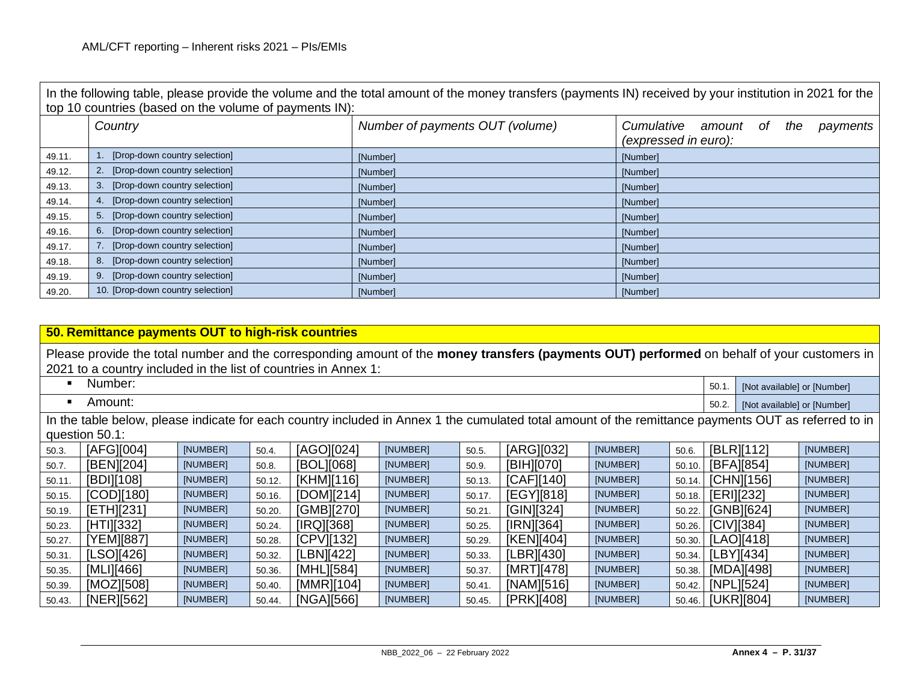In the following table, please provide the volume and the total amount of the money transfers (payments IN) received by your institution in 2021 for the top 10 countries (based on the volume of payments IN):

| | *Country* | *Number of payments OUT (volume)* | *Cumulative amount of the payments (expressed in euro):* |
|---|---|---|---|
| 49.11. | 1. [Drop-down country selection] | [Number] | [Number] |
| 49.12. | 2. [Drop-down country selection] | [Number] | [Number] |
| 49.13. | 3. [Drop-down country selection] | [Number] | [Number] |
| 49.14. | 4. [Drop-down country selection] | [Number] | [Number] |
| 49.15. | 5. [Drop-down country selection] | [Number] | [Number] |
| 49.16. | 6. [Drop-down country selection] | [Number] | [Number] |
| 49.17. | 7. [Drop-down country selection] | [Number] | [Number] |
| 49.18. | 8. [Drop-down country selection] | [Number] | [Number] |
| 49.19. | 9. [Drop-down country selection] | [Number] | [Number] |
| 49.20. | 10. [Drop-down country selection] | [Number] | [Number] |

## 50. Remittance payments OUT to high-risk countries

Please provide the total number and the corresponding amount of the **money transfers (payments OUT) performed** on behalf of your customers in 2021 to a country included in the list of countries in Annex 1:

- Number: 50.1. [Not available] or [Number]
- Amount: 50.2. [Not available] or [Number]

In the table below, please indicate for each country included in Annex 1 the cumulated total amount of the remittance payments OUT as referred to in question 50.1:

| | | | | | | | | | | | |
|---|---|---|---|---|---|---|---|---|---|---|---|
| 50.3. | [AFG][004] | [NUMBER] | 50.4. | [AGO][024] | [NUMBER] | 50.5. | [ARG][032] | [NUMBER] | 50.6. | [BLR][112] | [NUMBER] |
| 50.7. | [BEN][204] | [NUMBER] | 50.8. | [BOL][068] | [NUMBER] | 50.9. | [BIH][070] | [NUMBER] | 50.10. | [BFA][854] | [NUMBER] |
| 50.11. | [BDI][108] | [NUMBER] | 50.12. | [KHM][116] | [NUMBER] | 50.13. | [CAF][140] | [NUMBER] | 50.14. | [CHN][156] | [NUMBER] |
| 50.15. | [COD][180] | [NUMBER] | 50.16. | [DOM][214] | [NUMBER] | 50.17. | [EGY][818] | [NUMBER] | 50.18. | [ERI][232] | [NUMBER] |
| 50.19. | [ETH][231] | [NUMBER] | 50.20. | [GMB][270] | [NUMBER] | 50.21. | [GIN][324] | [NUMBER] | 50.22. | [GNB][624] | [NUMBER] |
| 50.23. | [HTI][332] | [NUMBER] | 50.24. | [IRQ][368] | [NUMBER] | 50.25. | [IRN][364] | [NUMBER] | 50.26. | [CIV][384] | [NUMBER] |
| 50.27. | [YEM][887] | [NUMBER] | 50.28. | [CPV][132] | [NUMBER] | 50.29. | [KEN][404] | [NUMBER] | 50.30. | [LAO][418] | [NUMBER] |
| 50.31. | [LSO][426] | [NUMBER] | 50.32. | [LBN][422] | [NUMBER] | 50.33. | [LBR][430] | [NUMBER] | 50.34. | [LBY][434] | [NUMBER] |
| 50.35. | [MLI][466] | [NUMBER] | 50.36. | [MHL][584] | [NUMBER] | 50.37. | [MRT][478] | [NUMBER] | 50.38. | [MDA][498] | [NUMBER] |
| 50.39. | [MOZ][508] | [NUMBER] | 50.40. | [MMR][104] | [NUMBER] | 50.41. | [NAM][516] | [NUMBER] | 50.42. | [NPL][524] | [NUMBER] |
| 50.43. | [NER][562] | [NUMBER] | 50.44. | [NGA][566] | [NUMBER] | 50.45. | [PRK][408] | [NUMBER] | 50.46. | [UKR][804] | [NUMBER] |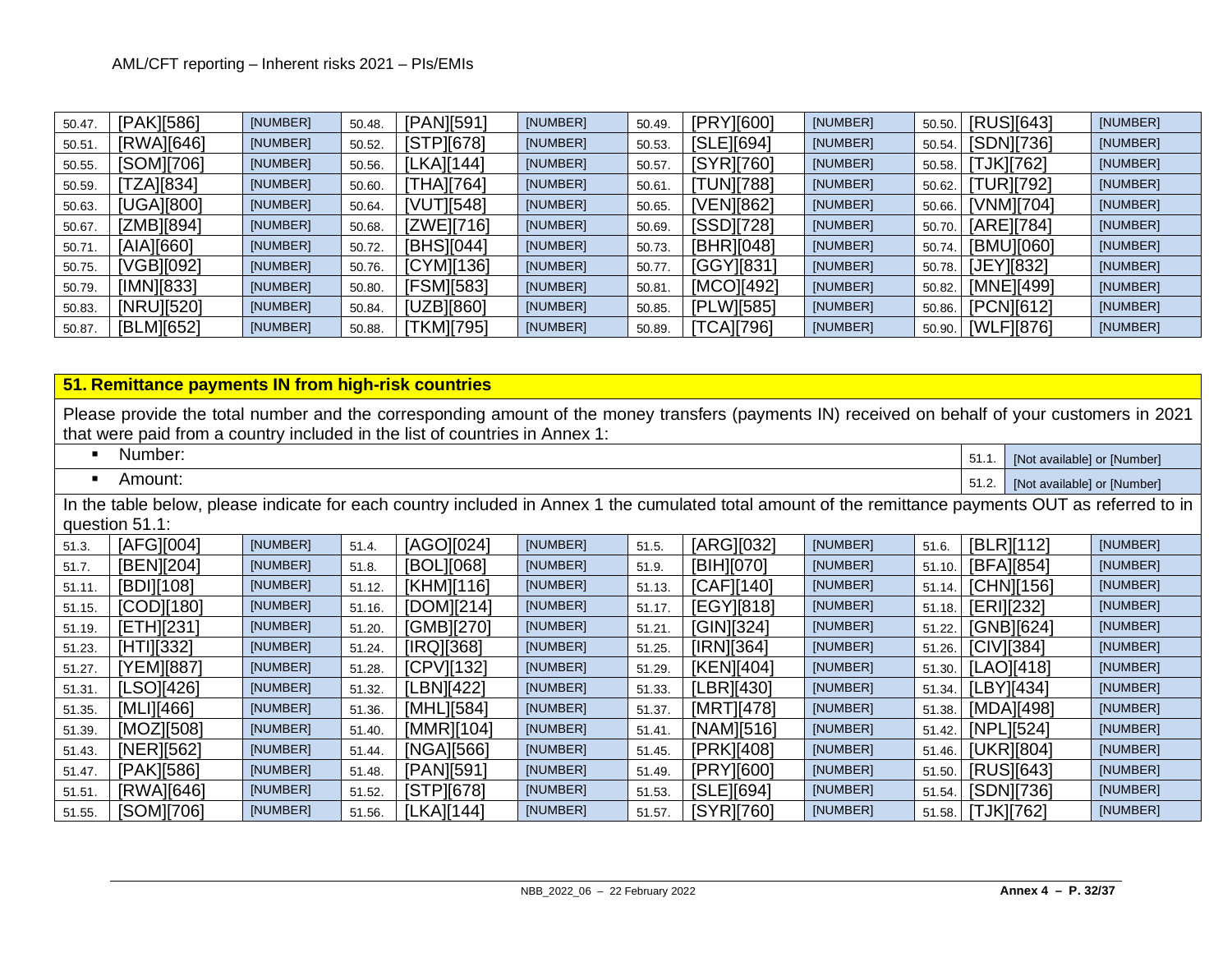| | | | | | | | | | | | |
|---|---|---|---|---|---|---|---|---|---|---|---|
| 50.47. | [PAK][586] | [NUMBER] | 50.48. | [PAN][591] | [NUMBER] | 50.49. | [PRY][600] | [NUMBER] | 50.50. | [RUS][643] | [NUMBER] |
| 50.51. | [RWA][646] | [NUMBER] | 50.52. | [STP][678] | [NUMBER] | 50.53. | [SLE][694] | [NUMBER] | 50.54. | [SDN][736] | [NUMBER] |
| 50.55. | [SOM][706] | [NUMBER] | 50.56. | [LKA][144] | [NUMBER] | 50.57. | [SYR][760] | [NUMBER] | 50.58. | [TJK][762] | [NUMBER] |
| 50.59. | [TZA][834] | [NUMBER] | 50.60. | [THA][764] | [NUMBER] | 50.61. | [TUN][788] | [NUMBER] | 50.62. | [TUR][792] | [NUMBER] |
| 50.63. | [UGA][800] | [NUMBER] | 50.64. | [VUT][548] | [NUMBER] | 50.65. | [VEN][862] | [NUMBER] | 50.66. | [VNM][704] | [NUMBER] |
| 50.67. | [ZMB][894] | [NUMBER] | 50.68. | [ZWE][716] | [NUMBER] | 50.69. | [SSD][728] | [NUMBER] | 50.70. | [ARE][784] | [NUMBER] |
| 50.71. | [AIA][660] | [NUMBER] | 50.72. | [BHS][044] | [NUMBER] | 50.73. | [BHR][048] | [NUMBER] | 50.74. | [BMU][060] | [NUMBER] |
| 50.75. | [VGB][092] | [NUMBER] | 50.76. | [CYM][136] | [NUMBER] | 50.77. | [GGY][831] | [NUMBER] | 50.78. | [JEY][832] | [NUMBER] |
| 50.79. | [IMN][833] | [NUMBER] | 50.80. | [FSM][583] | [NUMBER] | 50.81. | [MCO][492] | [NUMBER] | 50.82. | [MNE][499] | [NUMBER] |
| 50.83. | [NRU][520] | [NUMBER] | 50.84. | [UZB][860] | [NUMBER] | 50.85. | [PLW][585] | [NUMBER] | 50.86. | [PCN][612] | [NUMBER] |
| 50.87. | [BLM][652] | [NUMBER] | 50.88. | [TKM][795] | [NUMBER] | 50.89. | [TCA][796] | [NUMBER] | 50.90. | [WLF][876] | [NUMBER] |

## 51. Remittance payments IN from high-risk countries

Please provide the total number and the corresponding amount of the money transfers (payments IN) received on behalf of your customers in 2021 that were paid from a country included in the list of countries in Annex 1:

| | | |
|---|---|---|
| ▪ Number: | 51.1. | [Not available] or [Number] |
| ▪ Amount: | 51.2. | [Not available] or [Number] |

In the table below, please indicate for each country included in Annex 1 the cumulated total amount of the remittance payments OUT as referred to in question 51.1:

| | | | | | | | | | | | |
|---|---|---|---|---|---|---|---|---|---|---|---|
| 51.3. | [AFG][004] | [NUMBER] | 51.4. | [AGO][024] | [NUMBER] | 51.5. | [ARG][032] | [NUMBER] | 51.6. | [BLR][112] | [NUMBER] |
| 51.7. | [BEN][204] | [NUMBER] | 51.8. | [BOL][068] | [NUMBER] | 51.9. | [BIH][070] | [NUMBER] | 51.10. | [BFA][854] | [NUMBER] |
| 51.11. | [BDI][108] | [NUMBER] | 51.12. | [KHM][116] | [NUMBER] | 51.13. | [CAF][140] | [NUMBER] | 51.14. | [CHN][156] | [NUMBER] |
| 51.15. | [COD][180] | [NUMBER] | 51.16. | [DOM][214] | [NUMBER] | 51.17. | [EGY][818] | [NUMBER] | 51.18. | [ERI][232] | [NUMBER] |
| 51.19. | [ETH][231] | [NUMBER] | 51.20. | [GMB][270] | [NUMBER] | 51.21. | [GIN][324] | [NUMBER] | 51.22. | [GNB][624] | [NUMBER] |
| 51.23. | [HTI][332] | [NUMBER] | 51.24. | [IRQ][368] | [NUMBER] | 51.25. | [IRN][364] | [NUMBER] | 51.26. | [CIV][384] | [NUMBER] |
| 51.27. | [YEM][887] | [NUMBER] | 51.28. | [CPV][132] | [NUMBER] | 51.29. | [KEN][404] | [NUMBER] | 51.30. | [LAO][418] | [NUMBER] |
| 51.31. | [LSO][426] | [NUMBER] | 51.32. | [LBN][422] | [NUMBER] | 51.33. | [LBR][430] | [NUMBER] | 51.34. | [LBY][434] | [NUMBER] |
| 51.35. | [MLI][466] | [NUMBER] | 51.36. | [MHL][584] | [NUMBER] | 51.37. | [MRT][478] | [NUMBER] | 51.38. | [MDA][498] | [NUMBER] |
| 51.39. | [MOZ][508] | [NUMBER] | 51.40. | [MMR][104] | [NUMBER] | 51.41. | [NAM][516] | [NUMBER] | 51.42. | [NPL][524] | [NUMBER] |
| 51.43. | [NER][562] | [NUMBER] | 51.44. | [NGA][566] | [NUMBER] | 51.45. | [PRK][408] | [NUMBER] | 51.46. | [UKR][804] | [NUMBER] |
| 51.47. | [PAK][586] | [NUMBER] | 51.48. | [PAN][591] | [NUMBER] | 51.49. | [PRY][600] | [NUMBER] | 51.50. | [RUS][643] | [NUMBER] |
| 51.51. | [RWA][646] | [NUMBER] | 51.52. | [STP][678] | [NUMBER] | 51.53. | [SLE][694] | [NUMBER] | 51.54. | [SDN][736] | [NUMBER] |
| 51.55. | [SOM][706] | [NUMBER] | 51.56. | [LKA][144] | [NUMBER] | 51.57. | [SYR][760] | [NUMBER] | 51.58. | [TJK][762] | [NUMBER] |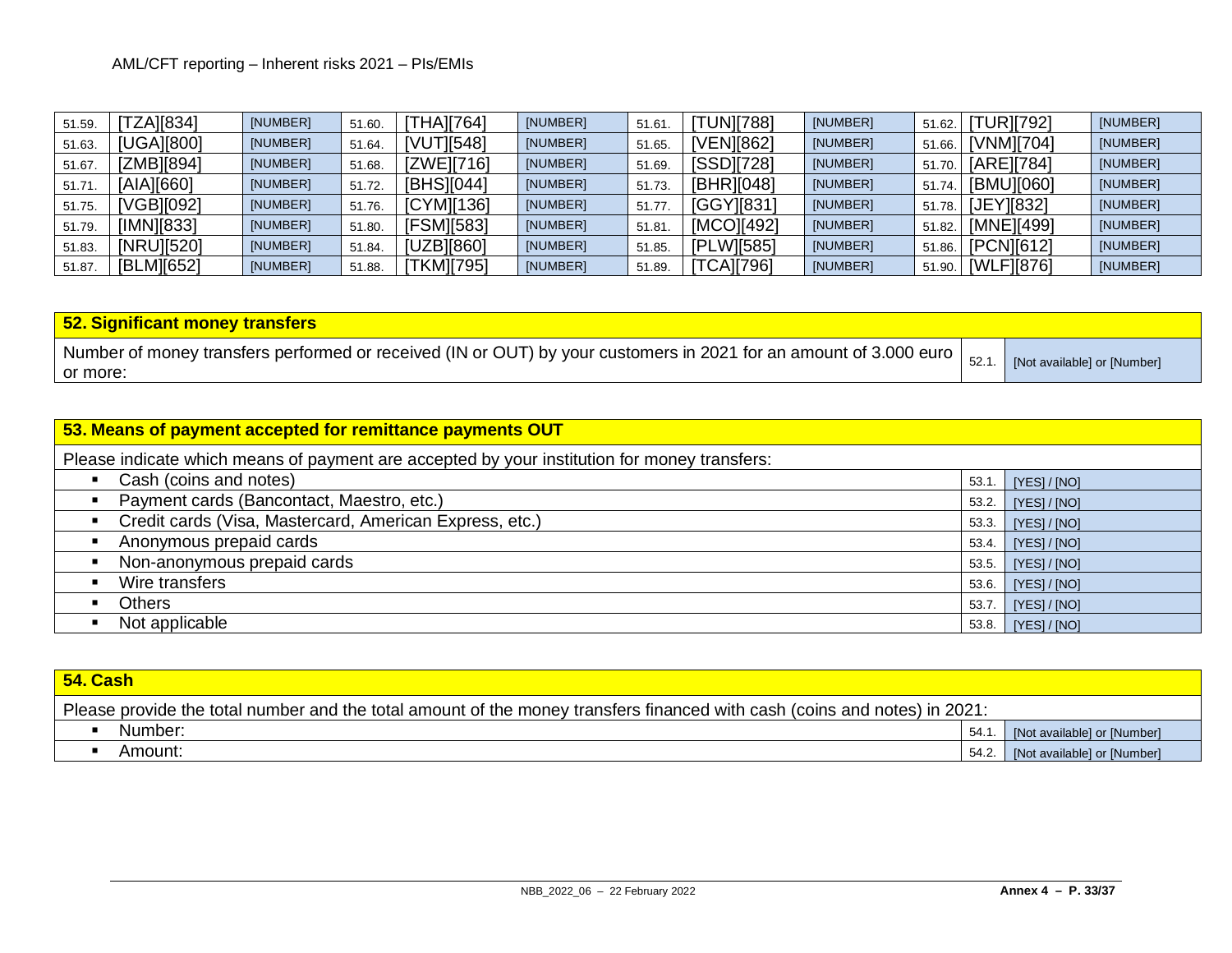| | | | | | | | | | | | |
|---|---|---|---|---|---|---|---|---|---|---|---|
| 51.59. | [TZA][834] | [NUMBER] | 51.60. | [THA][764] | [NUMBER] | 51.61. | [TUN][788] | [NUMBER] | 51.62. | [TUR][792] | [NUMBER] |
| 51.63. | [UGA][800] | [NUMBER] | 51.64. | [VUT][548] | [NUMBER] | 51.65. | [VEN][862] | [NUMBER] | 51.66. | [VNM][704] | [NUMBER] |
| 51.67. | [ZMB][894] | [NUMBER] | 51.68. | [ZWE][716] | [NUMBER] | 51.69. | [SSD][728] | [NUMBER] | 51.70. | [ARE][784] | [NUMBER] |
| 51.71. | [AIA][660] | [NUMBER] | 51.72. | [BHS][044] | [NUMBER] | 51.73. | [BHR][048] | [NUMBER] | 51.74. | [BMU][060] | [NUMBER] |
| 51.75. | [VGB][092] | [NUMBER] | 51.76. | [CYM][136] | [NUMBER] | 51.77. | [GGY][831] | [NUMBER] | 51.78. | [JEY][832] | [NUMBER] |
| 51.79. | [IMN][833] | [NUMBER] | 51.80. | [FSM][583] | [NUMBER] | 51.81. | [MCO][492] | [NUMBER] | 51.82. | [MNE][499] | [NUMBER] |
| 51.83. | [NRU][520] | [NUMBER] | 51.84. | [UZB][860] | [NUMBER] | 51.85. | [PLW][585] | [NUMBER] | 51.86. | [PCN][612] | [NUMBER] |
| 51.87. | [BLM][652] | [NUMBER] | 51.88. | [TKM][795] | [NUMBER] | 51.89. | [TCA][796] | [NUMBER] | 51.90. | [WLF][876] | [NUMBER] |

| **52. Significant money transfers** | | |
|---|---|---|
| Number of money transfers performed or received (IN or OUT) by your customers in 2021 for an amount of 3.000 euro or more: | 52.1. | [Not available] or [Number] |

| **53. Means of payment accepted for remittance payments OUT** | | |
|---|---|---|
| Please indicate which means of payment are accepted by your institution for money transfers: | | |
| ▪ Cash (coins and notes) | 53.1. | [YES] / [NO] |
| ▪ Payment cards (Bancontact, Maestro, etc.) | 53.2. | [YES] / [NO] |
| ▪ Credit cards (Visa, Mastercard, American Express, etc.) | 53.3. | [YES] / [NO] |
| ▪ Anonymous prepaid cards | 53.4. | [YES] / [NO] |
| ▪ Non-anonymous prepaid cards | 53.5. | [YES] / [NO] |
| ▪ Wire transfers | 53.6. | [YES] / [NO] |
| ▪ Others | 53.7. | [YES] / [NO] |
| ▪ Not applicable | 53.8. | [YES] / [NO] |

| **54. Cash** | | |
|---|---|---|
| Please provide the total number and the total amount of the money transfers financed with cash (coins and notes) in 2021: | | |
| ▪ Number: | 54.1. | [Not available] or [Number] |
| ▪ Amount: | 54.2. | [Not available] or [Number] |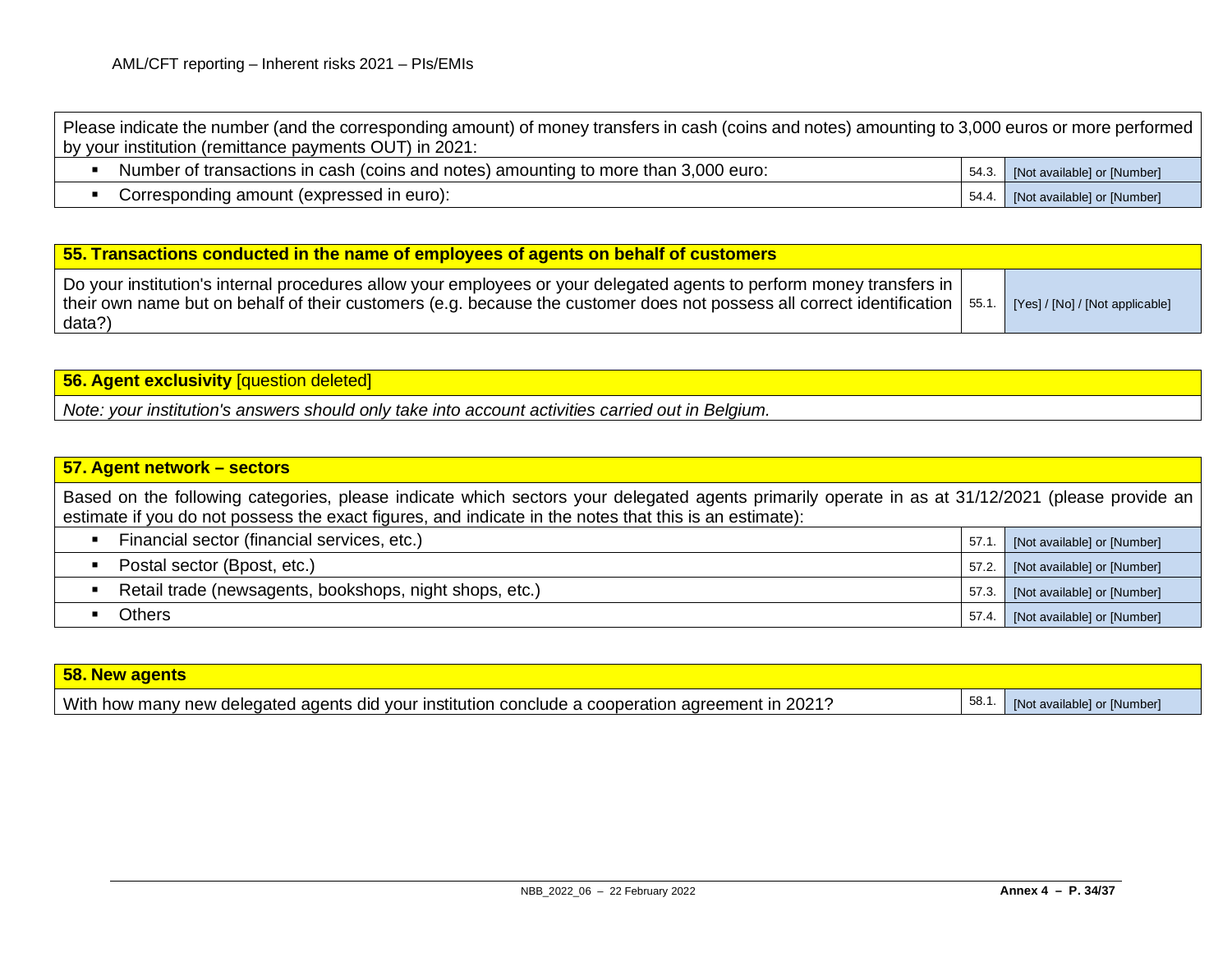Please indicate the number (and the corresponding amount) of money transfers in cash (coins and notes) amounting to 3,000 euros or more performed by your institution (remittance payments OUT) in 2021:

| | | |
|---|---|---|
| ▪ Number of transactions in cash (coins and notes) amounting to more than 3,000 euro: | 54.3. | [Not available] or [Number] |
| ▪ Corresponding amount (expressed in euro): | 54.4. | [Not available] or [Number] |

## 55. Transactions conducted in the name of employees of agents on behalf of customers

| | | |
|---|---|---|
| Do your institution's internal procedures allow your employees or your delegated agents to perform money transfers in their own name but on behalf of their customers (e.g. because the customer does not possess all correct identification data?) | 55.1. | [Yes] / [No] / [Not applicable] |

## 56. Agent exclusivity [question deleted]

*Note: your institution's answers should only take into account activities carried out in Belgium.*

## 57. Agent network – sectors

Based on the following categories, please indicate which sectors your delegated agents primarily operate in as at 31/12/2021 (please provide an estimate if you do not possess the exact figures, and indicate in the notes that this is an estimate):

| | | |
|---|---|---|
| ▪ Financial sector (financial services, etc.) | 57.1. | [Not available] or [Number] |
| ▪ Postal sector (Bpost, etc.) | 57.2. | [Not available] or [Number] |
| ▪ Retail trade (newsagents, bookshops, night shops, etc.) | 57.3. | [Not available] or [Number] |
| ▪ Others | 57.4. | [Not available] or [Number] |

## 58. New agents

| | | |
|---|---|---|
| With how many new delegated agents did your institution conclude a cooperation agreement in 2021? | 58.1. | [Not available] or [Number] |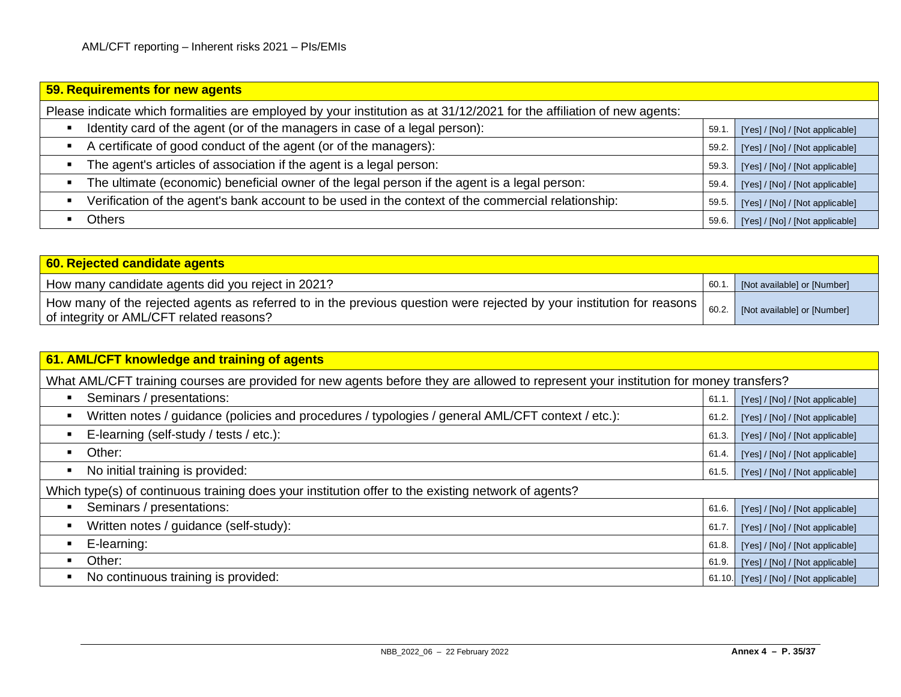| 59. Requirements for new agents | | |
|---|---|---|
| Please indicate which formalities are employed by your institution as at 31/12/2021 for the affiliation of new agents: | | |
| ▪ Identity card of the agent (or of the managers in case of a legal person): | 59.1. | [Yes] / [No] / [Not applicable] |
| ▪ A certificate of good conduct of the agent (or of the managers): | 59.2. | [Yes] / [No] / [Not applicable] |
| ▪ The agent's articles of association if the agent is a legal person: | 59.3. | [Yes] / [No] / [Not applicable] |
| ▪ The ultimate (economic) beneficial owner of the legal person if the agent is a legal person: | 59.4. | [Yes] / [No] / [Not applicable] |
| ▪ Verification of the agent's bank account to be used in the context of the commercial relationship: | 59.5. | [Yes] / [No] / [Not applicable] |
| ▪ Others | 59.6. | [Yes] / [No] / [Not applicable] |

| 60. Rejected candidate agents | | |
|---|---|---|
| How many candidate agents did you reject in 2021? | 60.1. | [Not available] or [Number] |
| How many of the rejected agents as referred to in the previous question were rejected by your institution for reasons of integrity or AML/CFT related reasons? | 60.2. | [Not available] or [Number] |

| 61. AML/CFT knowledge and training of agents | | |
|---|---|---|
| What AML/CFT training courses are provided for new agents before they are allowed to represent your institution for money transfers? | | |
| ▪ Seminars / presentations: | 61.1. | [Yes] / [No] / [Not applicable] |
| ▪ Written notes / guidance (policies and procedures / typologies / general AML/CFT context / etc.): | 61.2. | [Yes] / [No] / [Not applicable] |
| ▪ E-learning (self-study / tests / etc.): | 61.3. | [Yes] / [No] / [Not applicable] |
| ▪ Other: | 61.4. | [Yes] / [No] / [Not applicable] |
| ▪ No initial training is provided: | 61.5. | [Yes] / [No] / [Not applicable] |
| Which type(s) of continuous training does your institution offer to the existing network of agents? | | |
| ▪ Seminars / presentations: | 61.6. | [Yes] / [No] / [Not applicable] |
| ▪ Written notes / guidance (self-study): | 61.7. | [Yes] / [No] / [Not applicable] |
| ▪ E-learning: | 61.8. | [Yes] / [No] / [Not applicable] |
| ▪ Other: | 61.9. | [Yes] / [No] / [Not applicable] |
| ▪ No continuous training is provided: | 61.10. | [Yes] / [No] / [Not applicable] |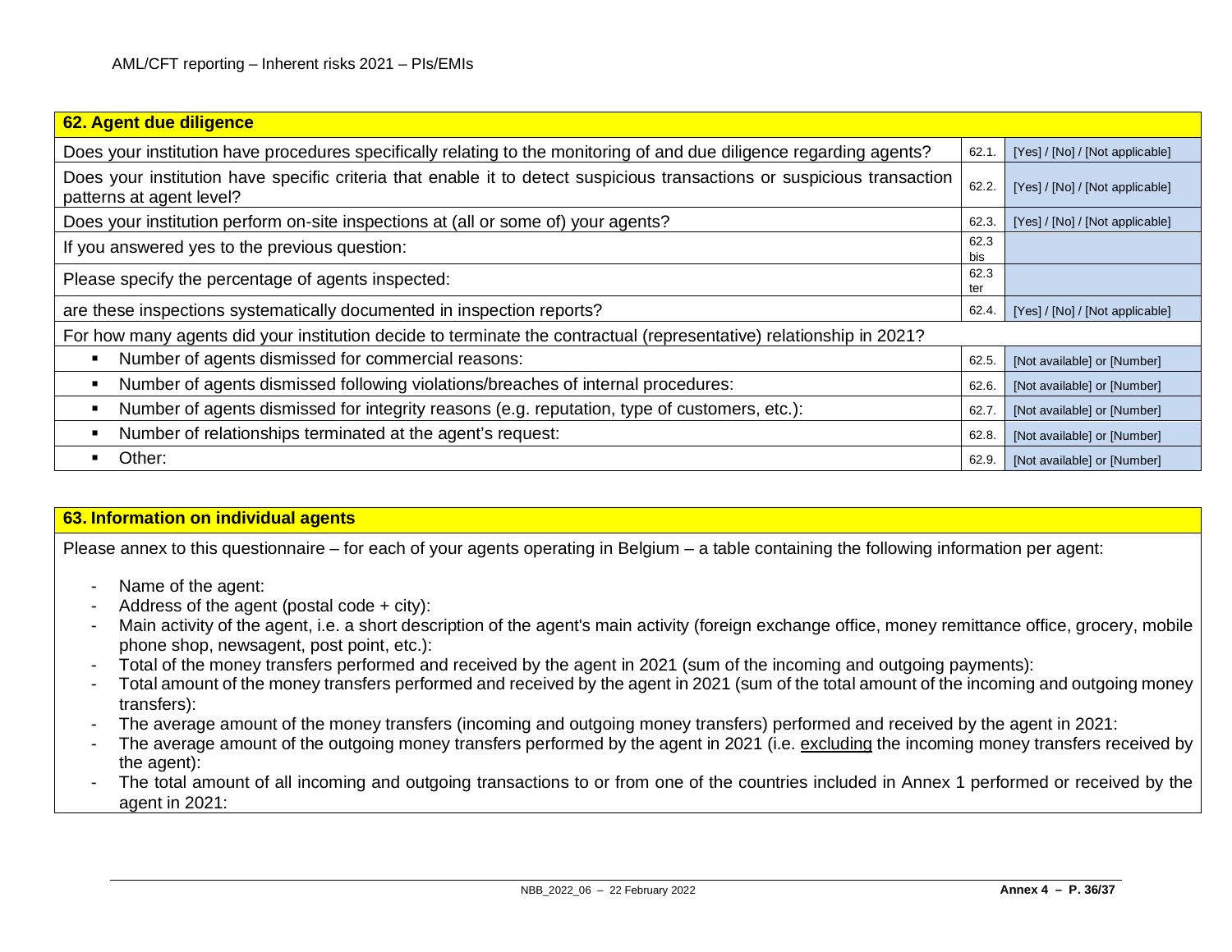| 62. Agent due diligence | | |
|---|---|---|
| Does your institution have procedures specifically relating to the monitoring of and due diligence regarding agents? | 62.1. | [Yes] / [No] / [Not applicable] |
| Does your institution have specific criteria that enable it to detect suspicious transactions or suspicious transaction patterns at agent level? | 62.2. | [Yes] / [No] / [Not applicable] |
| Does your institution perform on-site inspections at (all or some of) your agents? | 62.3. | [Yes] / [No] / [Not applicable] |
| If you answered yes to the previous question: | 62.3 bis | |
| Please specify the percentage of agents inspected: | 62.3 ter | |
| are these inspections systematically documented in inspection reports? | 62.4. | [Yes] / [No] / [Not applicable] |
| For how many agents did your institution decide to terminate the contractual (representative) relationship in 2021? | | |
| ▪ Number of agents dismissed for commercial reasons: | 62.5. | [Not available] or [Number] |
| ▪ Number of agents dismissed following violations/breaches of internal procedures: | 62.6. | [Not available] or [Number] |
| ▪ Number of agents dismissed for integrity reasons (e.g. reputation, type of customers, etc.): | 62.7. | [Not available] or [Number] |
| ▪ Number of relationships terminated at the agent's request: | 62.8. | [Not available] or [Number] |
| ▪ Other: | 62.9. | [Not available] or [Number] |

**63. Information on individual agents**

Please annex to this questionnaire – for each of your agents operating in Belgium – a table containing the following information per agent:

- Name of the agent:
- Address of the agent (postal code + city):
- Main activity of the agent, i.e. a short description of the agent's main activity (foreign exchange office, money remittance office, grocery, mobile phone shop, newsagent, post point, etc.):
- Total of the money transfers performed and received by the agent in 2021 (sum of the incoming and outgoing payments):
- Total amount of the money transfers performed and received by the agent in 2021 (sum of the total amount of the incoming and outgoing money transfers):
- The average amount of the money transfers (incoming and outgoing money transfers) performed and received by the agent in 2021:
- The average amount of the outgoing money transfers performed by the agent in 2021 (i.e. excluding the incoming money transfers received by the agent):
- The total amount of all incoming and outgoing transactions to or from one of the countries included in Annex 1 performed or received by the agent in 2021: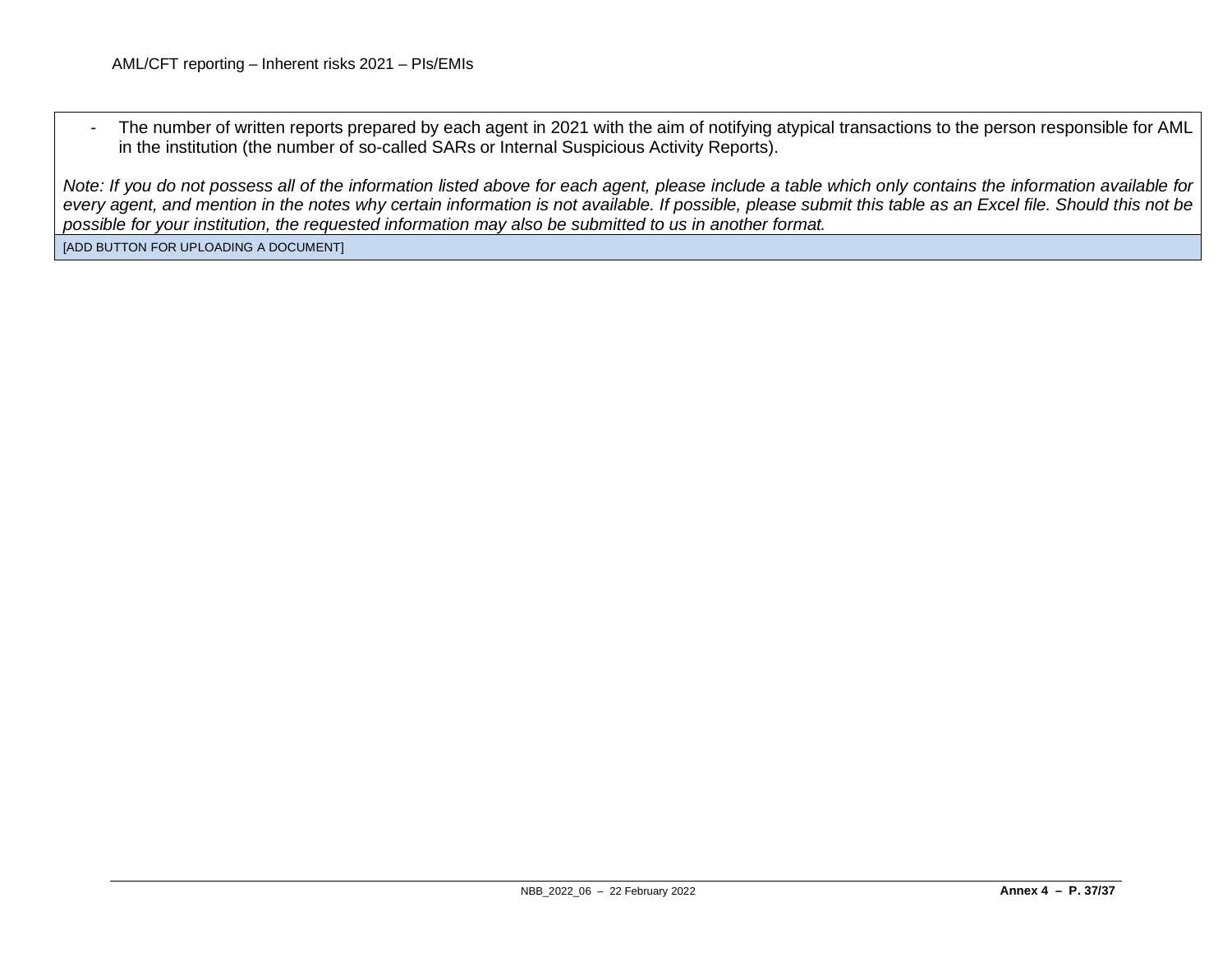- The number of written reports prepared by each agent in 2021 with the aim of notifying atypical transactions to the person responsible for AML in the institution (the number of so-called SARs or Internal Suspicious Activity Reports).

*Note: If you do not possess all of the information listed above for each agent, please include a table which only contains the information available for every agent, and mention in the notes why certain information is not available. If possible, please submit this table as an Excel file. Should this not be possible for your institution, the requested information may also be submitted to us in another format.*

[ADD BUTTON FOR UPLOADING A DOCUMENT]